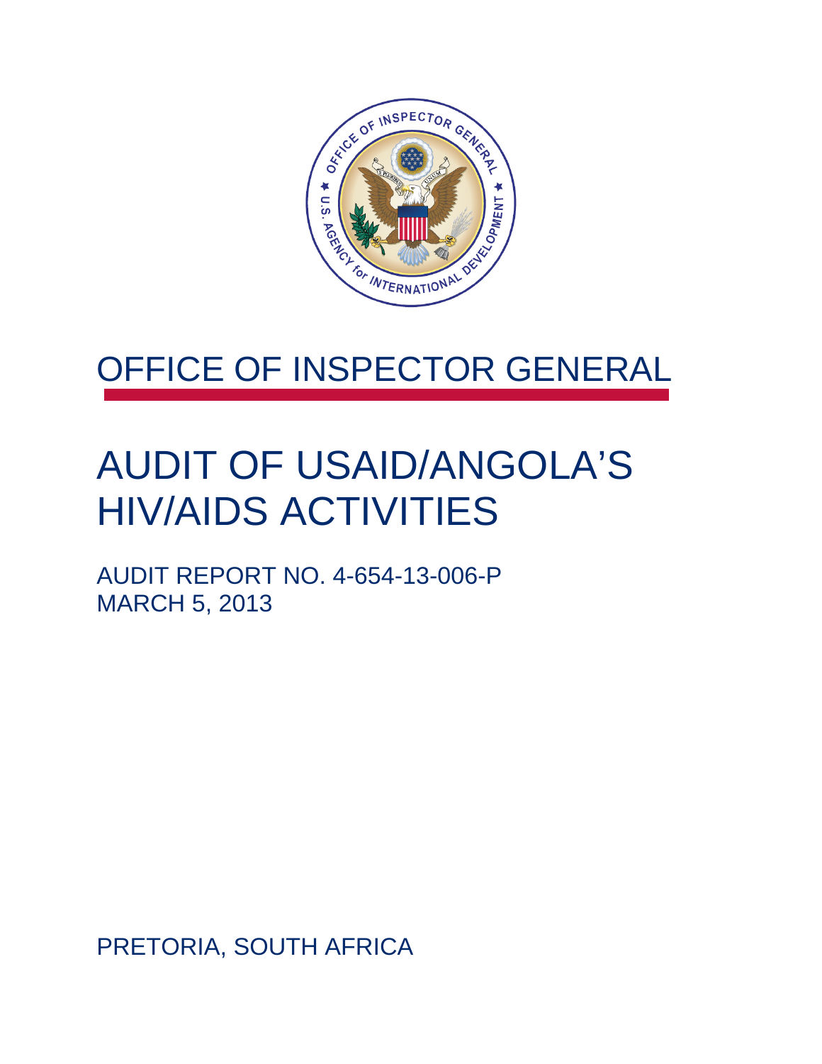# OFFICE OF INSPECTOR GENERAL

# AUDIT OF USAID/ANGOLA'S HIV/AIDS ACTIVITIES

AUDIT REPORT NO. 4-654-13-006-P
MARCH 5, 2013

PRETORIA, SOUTH AFRICA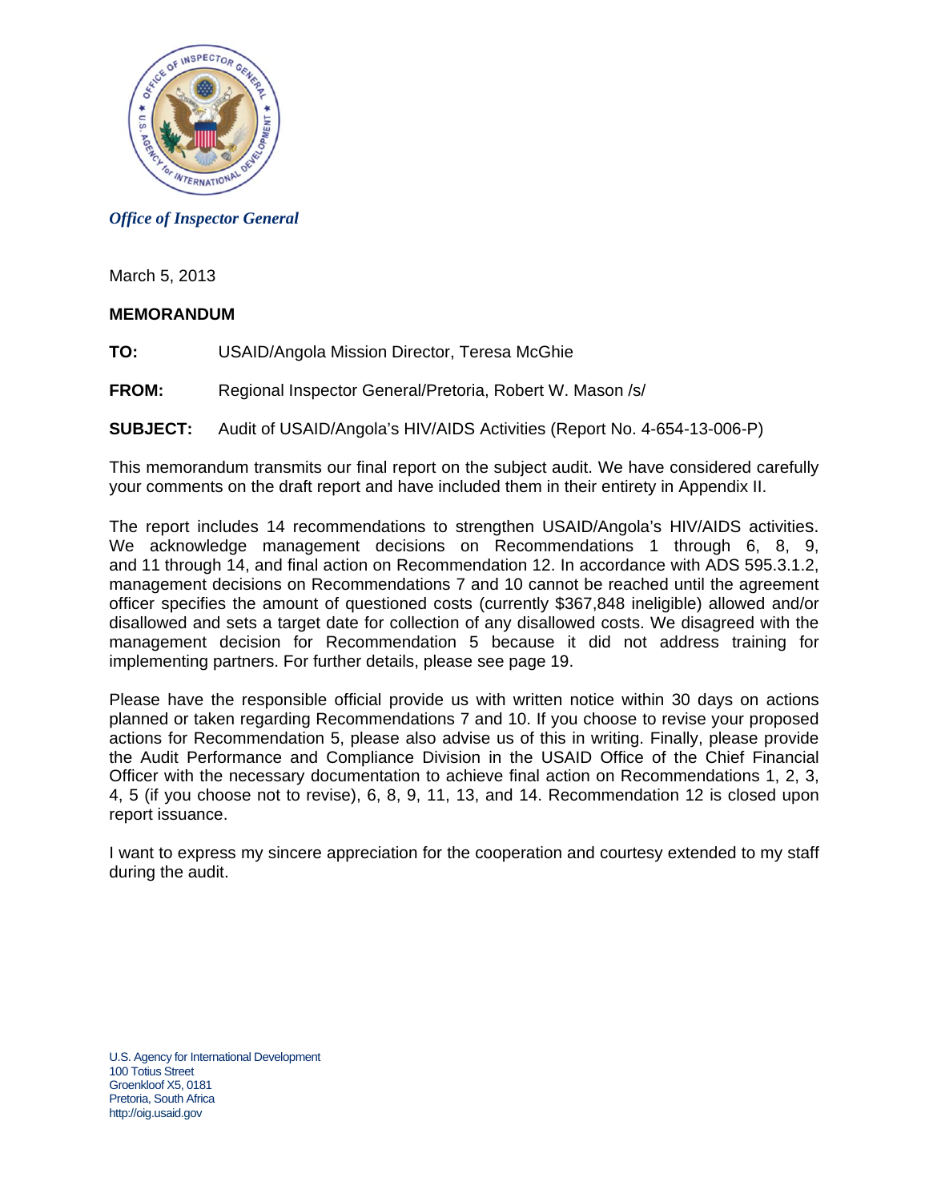*Office of Inspector General*

March 5, 2013

**MEMORANDUM**

**TO:** USAID/Angola Mission Director, Teresa McGhie

**FROM:** Regional Inspector General/Pretoria, Robert W. Mason /s/

**SUBJECT:** Audit of USAID/Angola's HIV/AIDS Activities (Report No. 4-654-13-006-P)

This memorandum transmits our final report on the subject audit. We have considered carefully your comments on the draft report and have included them in their entirety in Appendix II.

The report includes 14 recommendations to strengthen USAID/Angola's HIV/AIDS activities. We acknowledge management decisions on Recommendations 1 through 6, 8, 9, and 11 through 14, and final action on Recommendation 12. In accordance with ADS 595.3.1.2, management decisions on Recommendations 7 and 10 cannot be reached until the agreement officer specifies the amount of questioned costs (currently $367,848 ineligible) allowed and/or disallowed and sets a target date for collection of any disallowed costs. We disagreed with the management decision for Recommendation 5 because it did not address training for implementing partners. For further details, please see page 19.

Please have the responsible official provide us with written notice within 30 days on actions planned or taken regarding Recommendations 7 and 10. If you choose to revise your proposed actions for Recommendation 5, please also advise us of this in writing. Finally, please provide the Audit Performance and Compliance Division in the USAID Office of the Chief Financial Officer with the necessary documentation to achieve final action on Recommendations 1, 2, 3, 4, 5 (if you choose not to revise), 6, 8, 9, 11, 13, and 14. Recommendation 12 is closed upon report issuance.

I want to express my sincere appreciation for the cooperation and courtesy extended to my staff during the audit.

U.S. Agency for International Development
100 Totius Street
Groenkloof X5, 0181
Pretoria, South Africa
http://oig.usaid.gov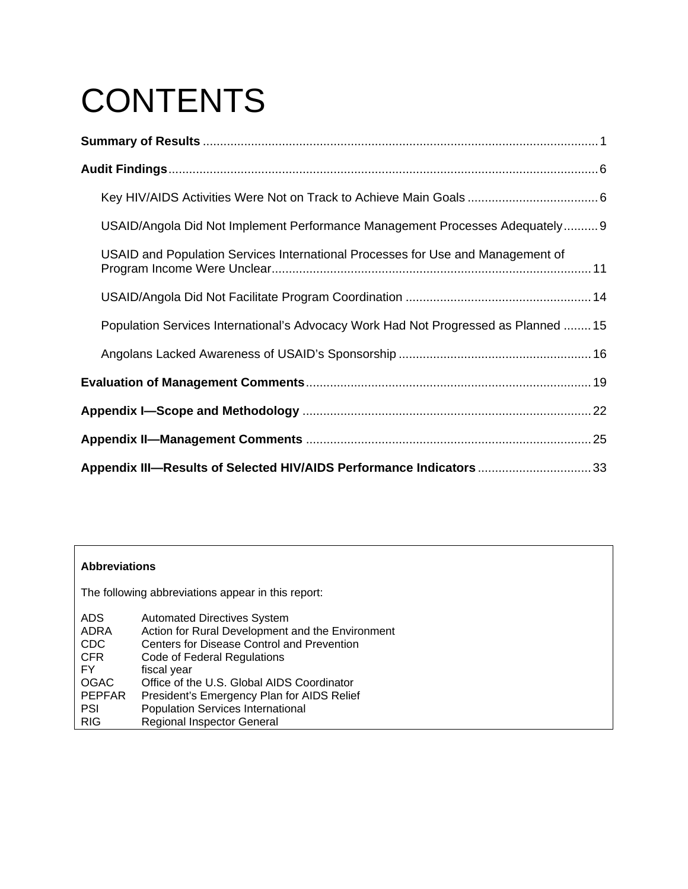# CONTENTS

**Summary of Results** .................................................................................................................. 1

**Audit Findings**............................................................................................................................. 6

Key HIV/AIDS Activities Were Not on Track to Achieve Main Goals ...................................... 6

USAID/Angola Did Not Implement Performance Management Processes Adequately.......... 9

USAID and Population Services International Processes for Use and Management of Program Income Were Unclear............................................................................................. 11

USAID/Angola Did Not Facilitate Program Coordination ...................................................... 14

Population Services International's Advocacy Work Had Not Progressed as Planned ........ 15

Angolans Lacked Awareness of USAID's Sponsorship ........................................................ 16

**Evaluation of Management Comments**.................................................................................. 19

**Appendix I—Scope and Methodology** ................................................................................... 22

**Appendix II—Management Comments** .................................................................................. 25

**Appendix III—Results of Selected HIV/AIDS Performance Indicators** ................................. 33

**Abbreviations**

The following abbreviations appear in this report:

| | |
|---|---|
| ADS | Automated Directives System |
| ADRA | Action for Rural Development and the Environment |
| CDC | Centers for Disease Control and Prevention |
| CFR | Code of Federal Regulations |
| FY | fiscal year |
| OGAC | Office of the U.S. Global AIDS Coordinator |
| PEPFAR | President's Emergency Plan for AIDS Relief |
| PSI | Population Services International |
| RIG | Regional Inspector General |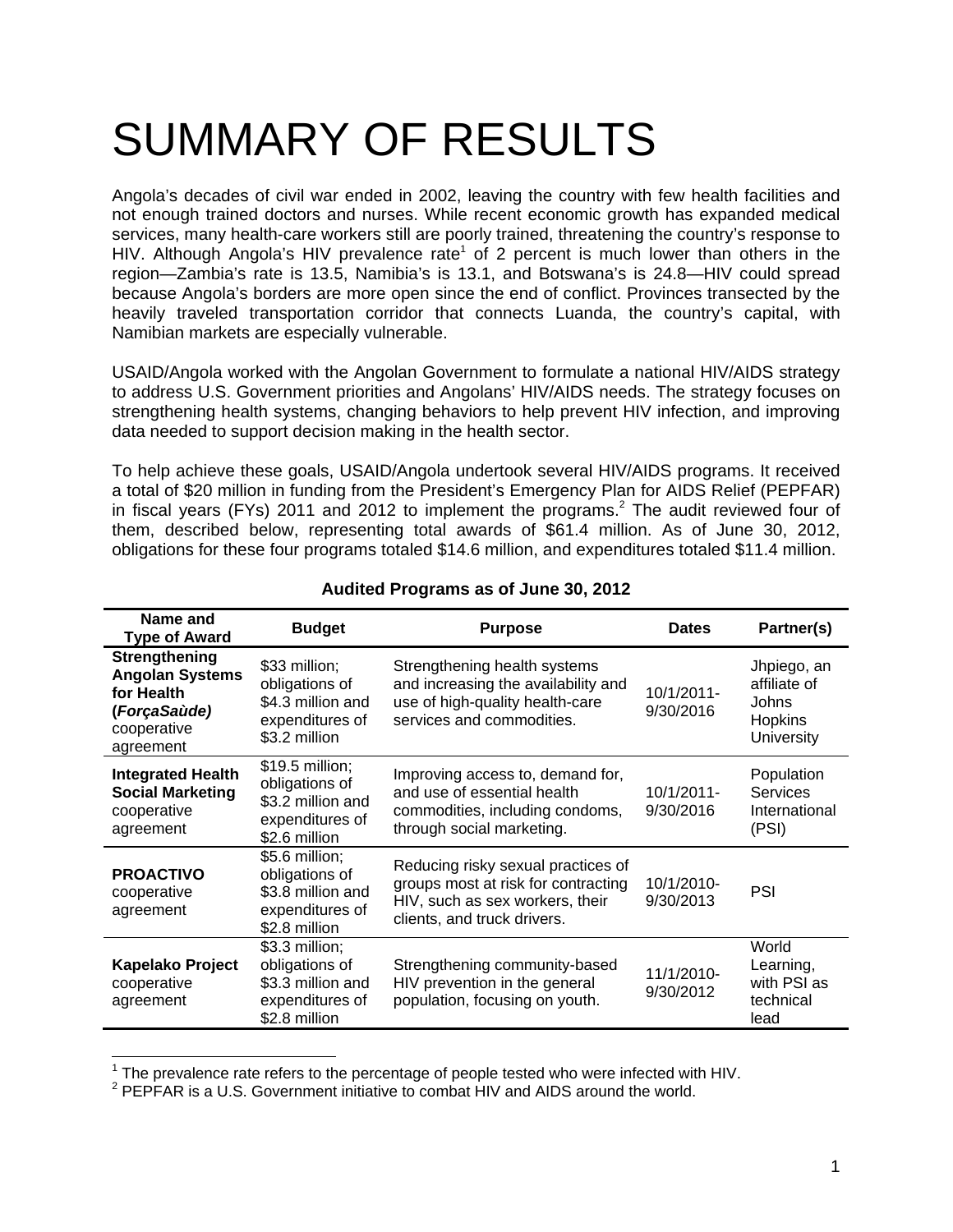# SUMMARY OF RESULTS

Angola's decades of civil war ended in 2002, leaving the country with few health facilities and not enough trained doctors and nurses. While recent economic growth has expanded medical services, many health-care workers still are poorly trained, threatening the country's response to HIV. Although Angola's HIV prevalence rate[1] of 2 percent is much lower than others in the region—Zambia's rate is 13.5, Namibia's is 13.1, and Botswana's is 24.8—HIV could spread because Angola's borders are more open since the end of conflict. Provinces transected by the heavily traveled transportation corridor that connects Luanda, the country's capital, with Namibian markets are especially vulnerable.

USAID/Angola worked with the Angolan Government to formulate a national HIV/AIDS strategy to address U.S. Government priorities and Angolans' HIV/AIDS needs. The strategy focuses on strengthening health systems, changing behaviors to help prevent HIV infection, and improving data needed to support decision making in the health sector.

To help achieve these goals, USAID/Angola undertook several HIV/AIDS programs. It received a total of $20 million in funding from the President's Emergency Plan for AIDS Relief (PEPFAR) in fiscal years (FYs) 2011 and 2012 to implement the programs.[2] The audit reviewed four of them, described below, representing total awards of $61.4 million. As of June 30, 2012, obligations for these four programs totaled $14.6 million, and expenditures totaled $11.4 million.

**Audited Programs as of June 30, 2012**

| Name and Type of Award | Budget | Purpose | Dates | Partner(s) |
|---|---|---|---|---|
| **Strengthening Angolan Systems for Health (*ForçaSaùde)*** cooperative agreement | $33 million; obligations of $4.3 million and expenditures of $3.2 million | Strengthening health systems and increasing the availability and use of high-quality health-care services and commodities. | 10/1/2011-9/30/2016 | Jhpiego, an affiliate of Johns Hopkins University |
| **Integrated Health Social Marketing** cooperative agreement | $19.5 million; obligations of $3.2 million and expenditures of $2.6 million | Improving access to, demand for, and use of essential health commodities, including condoms, through social marketing. | 10/1/2011-9/30/2016 | Population Services International (PSI) |
| **PROACTIVO** cooperative agreement | $5.6 million; obligations of $3.8 million and expenditures of $2.8 million | Reducing risky sexual practices of groups most at risk for contracting HIV, such as sex workers, their clients, and truck drivers. | 10/1/2010-9/30/2013 | PSI |
| **Kapelako Project** cooperative agreement | $3.3 million; obligations of $3.3 million and expenditures of $2.8 million | Strengthening community-based HIV prevention in the general population, focusing on youth. | 11/1/2010-9/30/2012 | World Learning, with PSI as technical lead |

[1] The prevalence rate refers to the percentage of people tested who were infected with HIV.

[2] PEPFAR is a U.S. Government initiative to combat HIV and AIDS around the world.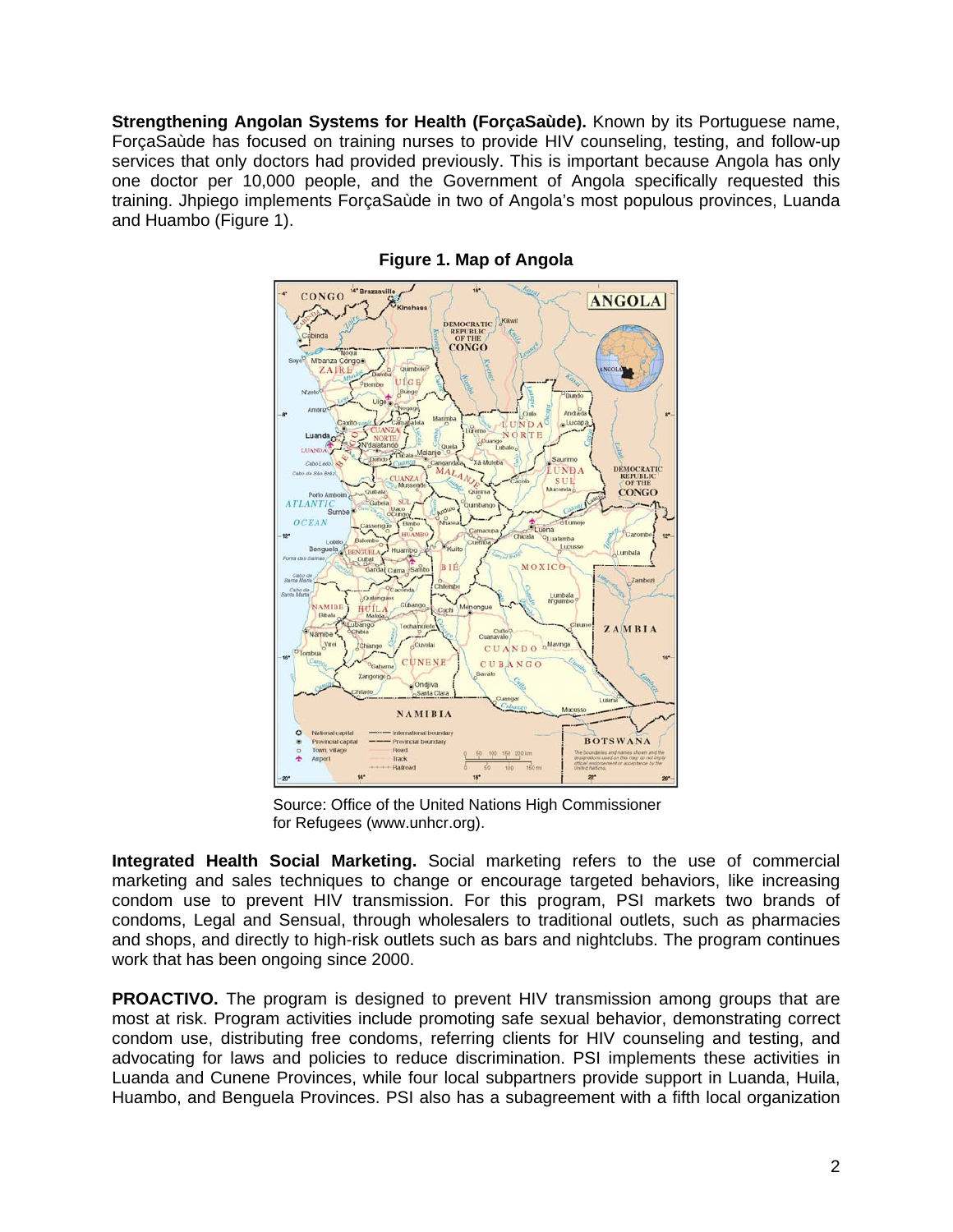**Strengthening Angolan Systems for Health (ForçaSaùde).** Known by its Portuguese name, ForçaSaùde has focused on training nurses to provide HIV counseling, testing, and follow-up services that only doctors had provided previously. This is important because Angola has only one doctor per 10,000 people, and the Government of Angola specifically requested this training. Jhpiego implements ForçaSaùde in two of Angola's most populous provinces, Luanda and Huambo (Figure 1).

**Figure 1. Map of Angola**

Source: Office of the United Nations High Commissioner for Refugees (www.unhcr.org).

**Integrated Health Social Marketing.** Social marketing refers to the use of commercial marketing and sales techniques to change or encourage targeted behaviors, like increasing condom use to prevent HIV transmission. For this program, PSI markets two brands of condoms, Legal and Sensual, through wholesalers to traditional outlets, such as pharmacies and shops, and directly to high-risk outlets such as bars and nightclubs. The program continues work that has been ongoing since 2000.

**PROACTIVO.** The program is designed to prevent HIV transmission among groups that are most at risk. Program activities include promoting safe sexual behavior, demonstrating correct condom use, distributing free condoms, referring clients for HIV counseling and testing, and advocating for laws and policies to reduce discrimination. PSI implements these activities in Luanda and Cunene Provinces, while four local subpartners provide support in Luanda, Huila, Huambo, and Benguela Provinces. PSI also has a subagreement with a fifth local organization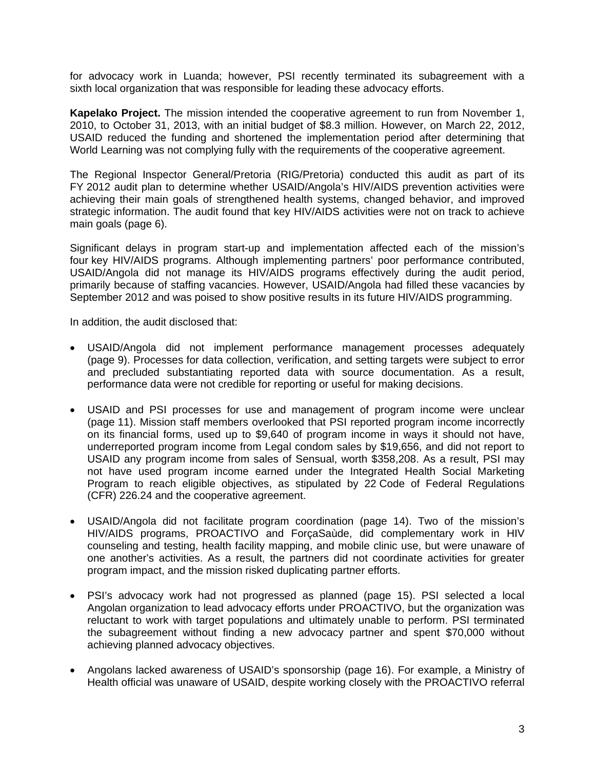for advocacy work in Luanda; however, PSI recently terminated its subagreement with a sixth local organization that was responsible for leading these advocacy efforts.

**Kapelako Project.** The mission intended the cooperative agreement to run from November 1, 2010, to October 31, 2013, with an initial budget of $8.3 million. However, on March 22, 2012, USAID reduced the funding and shortened the implementation period after determining that World Learning was not complying fully with the requirements of the cooperative agreement.

The Regional Inspector General/Pretoria (RIG/Pretoria) conducted this audit as part of its FY 2012 audit plan to determine whether USAID/Angola's HIV/AIDS prevention activities were achieving their main goals of strengthened health systems, changed behavior, and improved strategic information. The audit found that key HIV/AIDS activities were not on track to achieve main goals (page 6).

Significant delays in program start-up and implementation affected each of the mission's four key HIV/AIDS programs. Although implementing partners' poor performance contributed, USAID/Angola did not manage its HIV/AIDS programs effectively during the audit period, primarily because of staffing vacancies. However, USAID/Angola had filled these vacancies by September 2012 and was poised to show positive results in its future HIV/AIDS programming.

In addition, the audit disclosed that:

- USAID/Angola did not implement performance management processes adequately (page 9). Processes for data collection, verification, and setting targets were subject to error and precluded substantiating reported data with source documentation. As a result, performance data were not credible for reporting or useful for making decisions.

- USAID and PSI processes for use and management of program income were unclear (page 11). Mission staff members overlooked that PSI reported program income incorrectly on its financial forms, used up to $9,640 of program income in ways it should not have, underreported program income from Legal condom sales by $19,656, and did not report to USAID any program income from sales of Sensual, worth $358,208. As a result, PSI may not have used program income earned under the Integrated Health Social Marketing Program to reach eligible objectives, as stipulated by 22 Code of Federal Regulations (CFR) 226.24 and the cooperative agreement.

- USAID/Angola did not facilitate program coordination (page 14). Two of the mission's HIV/AIDS programs, PROACTIVO and ForçaSaùde, did complementary work in HIV counseling and testing, health facility mapping, and mobile clinic use, but were unaware of one another's activities. As a result, the partners did not coordinate activities for greater program impact, and the mission risked duplicating partner efforts.

- PSI's advocacy work had not progressed as planned (page 15). PSI selected a local Angolan organization to lead advocacy efforts under PROACTIVO, but the organization was reluctant to work with target populations and ultimately unable to perform. PSI terminated the subagreement without finding a new advocacy partner and spent $70,000 without achieving planned advocacy objectives.

- Angolans lacked awareness of USAID's sponsorship (page 16). For example, a Ministry of Health official was unaware of USAID, despite working closely with the PROACTIVO referral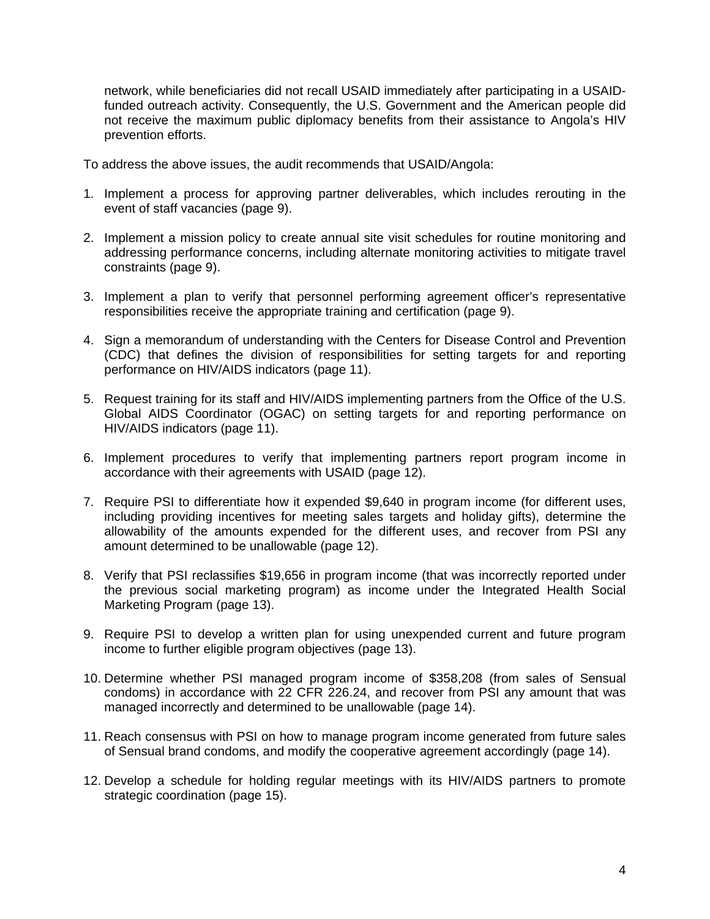network, while beneficiaries did not recall USAID immediately after participating in a USAID-funded outreach activity. Consequently, the U.S. Government and the American people did not receive the maximum public diplomacy benefits from their assistance to Angola's HIV prevention efforts.

To address the above issues, the audit recommends that USAID/Angola:

1. Implement a process for approving partner deliverables, which includes rerouting in the event of staff vacancies (page 9).

2. Implement a mission policy to create annual site visit schedules for routine monitoring and addressing performance concerns, including alternate monitoring activities to mitigate travel constraints (page 9).

3. Implement a plan to verify that personnel performing agreement officer's representative responsibilities receive the appropriate training and certification (page 9).

4. Sign a memorandum of understanding with the Centers for Disease Control and Prevention (CDC) that defines the division of responsibilities for setting targets for and reporting performance on HIV/AIDS indicators (page 11).

5. Request training for its staff and HIV/AIDS implementing partners from the Office of the U.S. Global AIDS Coordinator (OGAC) on setting targets for and reporting performance on HIV/AIDS indicators (page 11).

6. Implement procedures to verify that implementing partners report program income in accordance with their agreements with USAID (page 12).

7. Require PSI to differentiate how it expended $9,640 in program income (for different uses, including providing incentives for meeting sales targets and holiday gifts), determine the allowability of the amounts expended for the different uses, and recover from PSI any amount determined to be unallowable (page 12).

8. Verify that PSI reclassifies $19,656 in program income (that was incorrectly reported under the previous social marketing program) as income under the Integrated Health Social Marketing Program (page 13).

9. Require PSI to develop a written plan for using unexpended current and future program income to further eligible program objectives (page 13).

10. Determine whether PSI managed program income of $358,208 (from sales of Sensual condoms) in accordance with 22 CFR 226.24, and recover from PSI any amount that was managed incorrectly and determined to be unallowable (page 14).

11. Reach consensus with PSI on how to manage program income generated from future sales of Sensual brand condoms, and modify the cooperative agreement accordingly (page 14).

12. Develop a schedule for holding regular meetings with its HIV/AIDS partners to promote strategic coordination (page 15).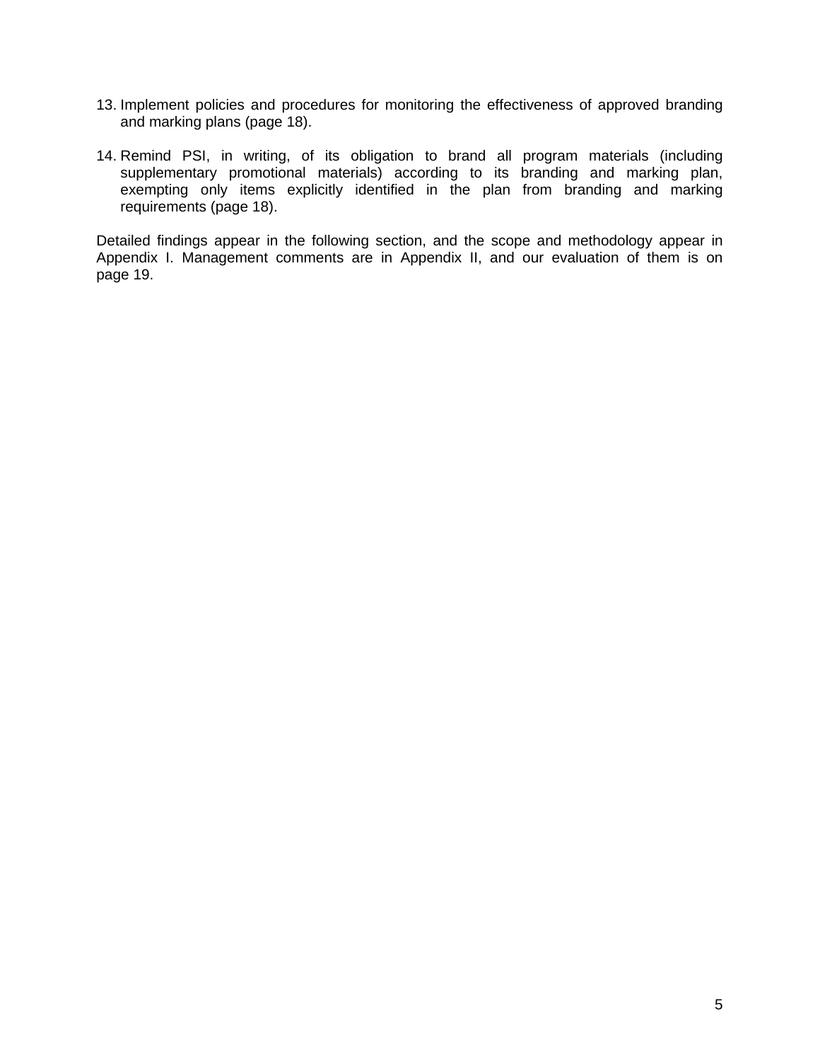13. Implement policies and procedures for monitoring the effectiveness of approved branding and marking plans (page 18).

14. Remind PSI, in writing, of its obligation to brand all program materials (including supplementary promotional materials) according to its branding and marking plan, exempting only items explicitly identified in the plan from branding and marking requirements (page 18).

Detailed findings appear in the following section, and the scope and methodology appear in Appendix I. Management comments are in Appendix II, and our evaluation of them is on page 19.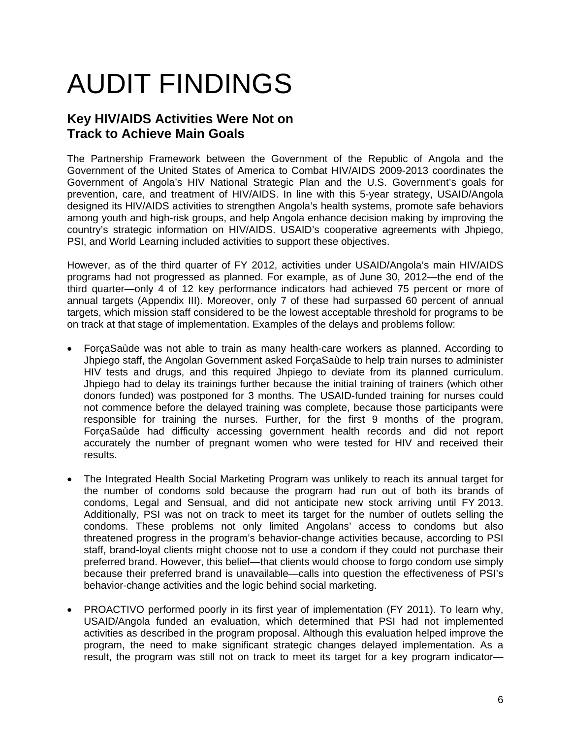# AUDIT FINDINGS

## Key HIV/AIDS Activities Were Not on Track to Achieve Main Goals

The Partnership Framework between the Government of the Republic of Angola and the Government of the United States of America to Combat HIV/AIDS 2009-2013 coordinates the Government of Angola's HIV National Strategic Plan and the U.S. Government's goals for prevention, care, and treatment of HIV/AIDS. In line with this 5-year strategy, USAID/Angola designed its HIV/AIDS activities to strengthen Angola's health systems, promote safe behaviors among youth and high-risk groups, and help Angola enhance decision making by improving the country's strategic information on HIV/AIDS. USAID's cooperative agreements with Jhpiego, PSI, and World Learning included activities to support these objectives.

However, as of the third quarter of FY 2012, activities under USAID/Angola's main HIV/AIDS programs had not progressed as planned. For example, as of June 30, 2012—the end of the third quarter—only 4 of 12 key performance indicators had achieved 75 percent or more of annual targets (Appendix III). Moreover, only 7 of these had surpassed 60 percent of annual targets, which mission staff considered to be the lowest acceptable threshold for programs to be on track at that stage of implementation. Examples of the delays and problems follow:

- ForçaSaùde was not able to train as many health-care workers as planned. According to Jhpiego staff, the Angolan Government asked ForçaSaùde to help train nurses to administer HIV tests and drugs, and this required Jhpiego to deviate from its planned curriculum. Jhpiego had to delay its trainings further because the initial training of trainers (which other donors funded) was postponed for 3 months. The USAID-funded training for nurses could not commence before the delayed training was complete, because those participants were responsible for training the nurses. Further, for the first 9 months of the program, ForçaSaùde had difficulty accessing government health records and did not report accurately the number of pregnant women who were tested for HIV and received their results.

- The Integrated Health Social Marketing Program was unlikely to reach its annual target for the number of condoms sold because the program had run out of both its brands of condoms, Legal and Sensual, and did not anticipate new stock arriving until FY 2013. Additionally, PSI was not on track to meet its target for the number of outlets selling the condoms. These problems not only limited Angolans' access to condoms but also threatened progress in the program's behavior-change activities because, according to PSI staff, brand-loyal clients might choose not to use a condom if they could not purchase their preferred brand. However, this belief—that clients would choose to forgo condom use simply because their preferred brand is unavailable—calls into question the effectiveness of PSI's behavior-change activities and the logic behind social marketing.

- PROACTIVO performed poorly in its first year of implementation (FY 2011). To learn why, USAID/Angola funded an evaluation, which determined that PSI had not implemented activities as described in the program proposal. Although this evaluation helped improve the program, the need to make significant strategic changes delayed implementation. As a result, the program was still not on track to meet its target for a key program indicator—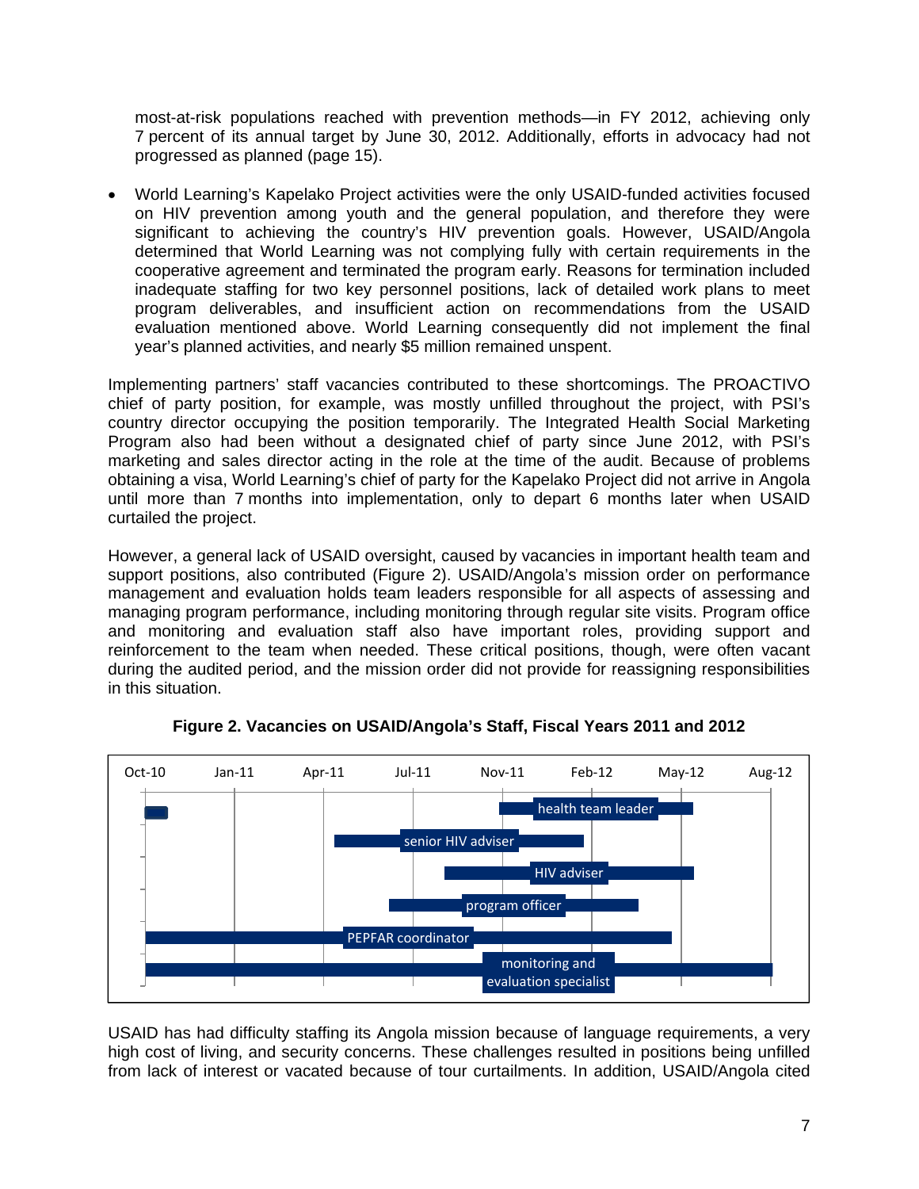most-at-risk populations reached with prevention methods—in FY 2012, achieving only 7 percent of its annual target by June 30, 2012. Additionally, efforts in advocacy had not progressed as planned (page 15).

- World Learning's Kapelako Project activities were the only USAID-funded activities focused on HIV prevention among youth and the general population, and therefore they were significant to achieving the country's HIV prevention goals. However, USAID/Angola determined that World Learning was not complying fully with certain requirements in the cooperative agreement and terminated the program early. Reasons for termination included inadequate staffing for two key personnel positions, lack of detailed work plans to meet program deliverables, and insufficient action on recommendations from the USAID evaluation mentioned above. World Learning consequently did not implement the final year's planned activities, and nearly $5 million remained unspent.

Implementing partners' staff vacancies contributed to these shortcomings. The PROACTIVO chief of party position, for example, was mostly unfilled throughout the project, with PSI's country director occupying the position temporarily. The Integrated Health Social Marketing Program also had been without a designated chief of party since June 2012, with PSI's marketing and sales director acting in the role at the time of the audit. Because of problems obtaining a visa, World Learning's chief of party for the Kapelako Project did not arrive in Angola until more than 7 months into implementation, only to depart 6 months later when USAID curtailed the project.

However, a general lack of USAID oversight, caused by vacancies in important health team and support positions, also contributed (Figure 2). USAID/Angola's mission order on performance management and evaluation holds team leaders responsible for all aspects of assessing and managing program performance, including monitoring through regular site visits. Program office and monitoring and evaluation staff also have important roles, providing support and reinforcement to the team when needed. These critical positions, though, were often vacant during the audited period, and the mission order did not provide for reassigning responsibilities in this situation.

**Figure 2. Vacancies on USAID/Angola's Staff, Fiscal Years 2011 and 2012**

USAID has had difficulty staffing its Angola mission because of language requirements, a very high cost of living, and security concerns. These challenges resulted in positions being unfilled from lack of interest or vacated because of tour curtailments. In addition, USAID/Angola cited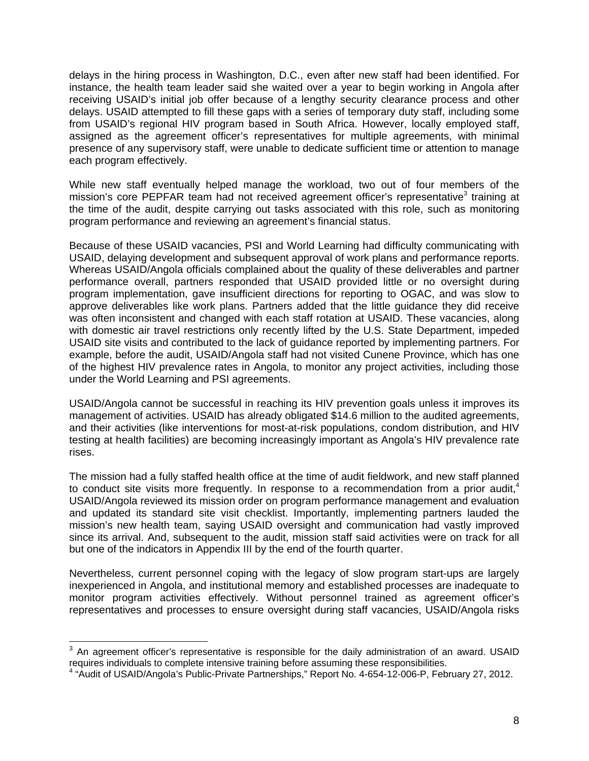delays in the hiring process in Washington, D.C., even after new staff had been identified. For instance, the health team leader said she waited over a year to begin working in Angola after receiving USAID's initial job offer because of a lengthy security clearance process and other delays. USAID attempted to fill these gaps with a series of temporary duty staff, including some from USAID's regional HIV program based in South Africa. However, locally employed staff, assigned as the agreement officer's representatives for multiple agreements, with minimal presence of any supervisory staff, were unable to dedicate sufficient time or attention to manage each program effectively.

While new staff eventually helped manage the workload, two out of four members of the mission's core PEPFAR team had not received agreement officer's representative[3] training at the time of the audit, despite carrying out tasks associated with this role, such as monitoring program performance and reviewing an agreement's financial status.

Because of these USAID vacancies, PSI and World Learning had difficulty communicating with USAID, delaying development and subsequent approval of work plans and performance reports. Whereas USAID/Angola officials complained about the quality of these deliverables and partner performance overall, partners responded that USAID provided little or no oversight during program implementation, gave insufficient directions for reporting to OGAC, and was slow to approve deliverables like work plans. Partners added that the little guidance they did receive was often inconsistent and changed with each staff rotation at USAID. These vacancies, along with domestic air travel restrictions only recently lifted by the U.S. State Department, impeded USAID site visits and contributed to the lack of guidance reported by implementing partners. For example, before the audit, USAID/Angola staff had not visited Cunene Province, which has one of the highest HIV prevalence rates in Angola, to monitor any project activities, including those under the World Learning and PSI agreements.

USAID/Angola cannot be successful in reaching its HIV prevention goals unless it improves its management of activities. USAID has already obligated $14.6 million to the audited agreements, and their activities (like interventions for most-at-risk populations, condom distribution, and HIV testing at health facilities) are becoming increasingly important as Angola's HIV prevalence rate rises.

The mission had a fully staffed health office at the time of audit fieldwork, and new staff planned to conduct site visits more frequently. In response to a recommendation from a prior audit,[4] USAID/Angola reviewed its mission order on program performance management and evaluation and updated its standard site visit checklist. Importantly, implementing partners lauded the mission's new health team, saying USAID oversight and communication had vastly improved since its arrival. And, subsequent to the audit, mission staff said activities were on track for all but one of the indicators in Appendix III by the end of the fourth quarter.

Nevertheless, current personnel coping with the legacy of slow program start-ups are largely inexperienced in Angola, and institutional memory and established processes are inadequate to monitor program activities effectively. Without personnel trained as agreement officer's representatives and processes to ensure oversight during staff vacancies, USAID/Angola risks

[3] An agreement officer's representative is responsible for the daily administration of an award. USAID requires individuals to complete intensive training before assuming these responsibilities.

[4] "Audit of USAID/Angola's Public-Private Partnerships," Report No. 4-654-12-006-P, February 27, 2012.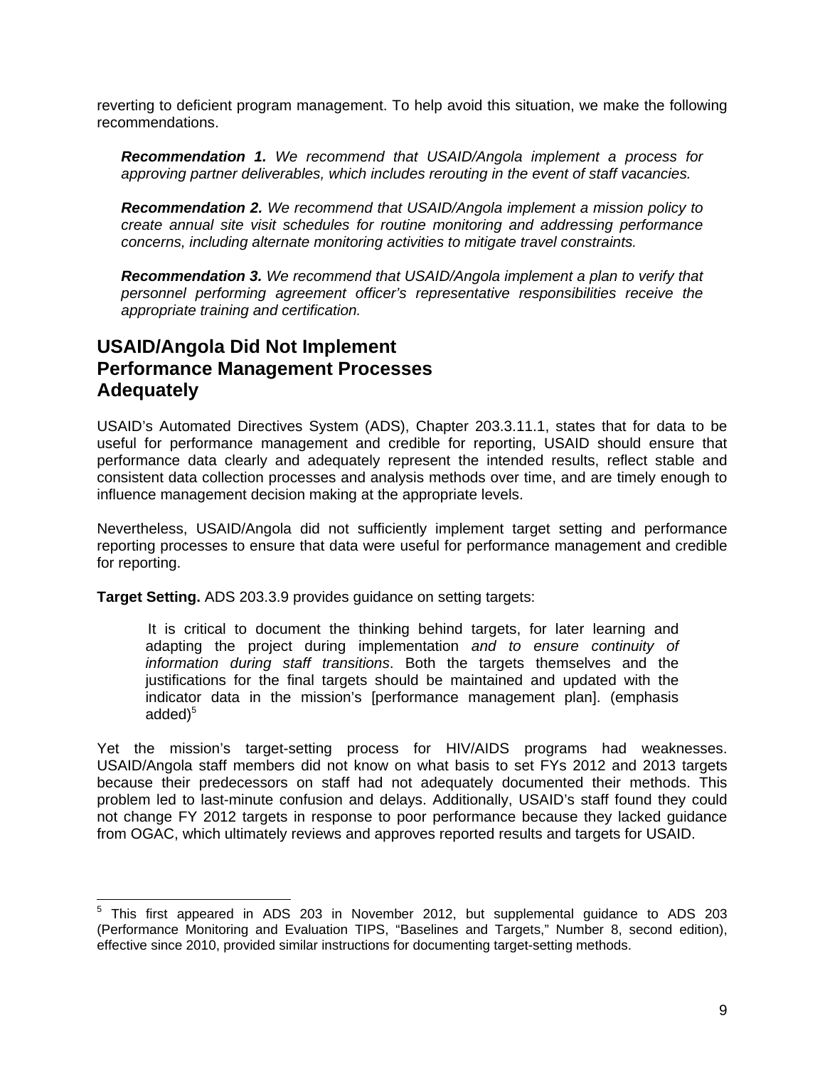reverting to deficient program management. To help avoid this situation, we make the following recommendations.

> ***Recommendation 1.*** *We recommend that USAID/Angola implement a process for approving partner deliverables, which includes rerouting in the event of staff vacancies.*
>
> ***Recommendation 2.*** *We recommend that USAID/Angola implement a mission policy to create annual site visit schedules for routine monitoring and addressing performance concerns, including alternate monitoring activities to mitigate travel constraints.*
>
> ***Recommendation 3.*** *We recommend that USAID/Angola implement a plan to verify that personnel performing agreement officer's representative responsibilities receive the appropriate training and certification.*

## USAID/Angola Did Not Implement Performance Management Processes Adequately

USAID's Automated Directives System (ADS), Chapter 203.3.11.1, states that for data to be useful for performance management and credible for reporting, USAID should ensure that performance data clearly and adequately represent the intended results, reflect stable and consistent data collection processes and analysis methods over time, and are timely enough to influence management decision making at the appropriate levels.

Nevertheless, USAID/Angola did not sufficiently implement target setting and performance reporting processes to ensure that data were useful for performance management and credible for reporting.

**Target Setting.** ADS 203.3.9 provides guidance on setting targets:

> It is critical to document the thinking behind targets, for later learning and adapting the project during implementation *and to ensure continuity of information during staff transitions*. Both the targets themselves and the justifications for the final targets should be maintained and updated with the indicator data in the mission's [performance management plan]. (emphasis added)[5]

Yet the mission's target-setting process for HIV/AIDS programs had weaknesses. USAID/Angola staff members did not know on what basis to set FYs 2012 and 2013 targets because their predecessors on staff had not adequately documented their methods. This problem led to last-minute confusion and delays. Additionally, USAID's staff found they could not change FY 2012 targets in response to poor performance because they lacked guidance from OGAC, which ultimately reviews and approves reported results and targets for USAID.

---

[5] This first appeared in ADS 203 in November 2012, but supplemental guidance to ADS 203 (Performance Monitoring and Evaluation TIPS, "Baselines and Targets," Number 8, second edition), effective since 2010, provided similar instructions for documenting target-setting methods.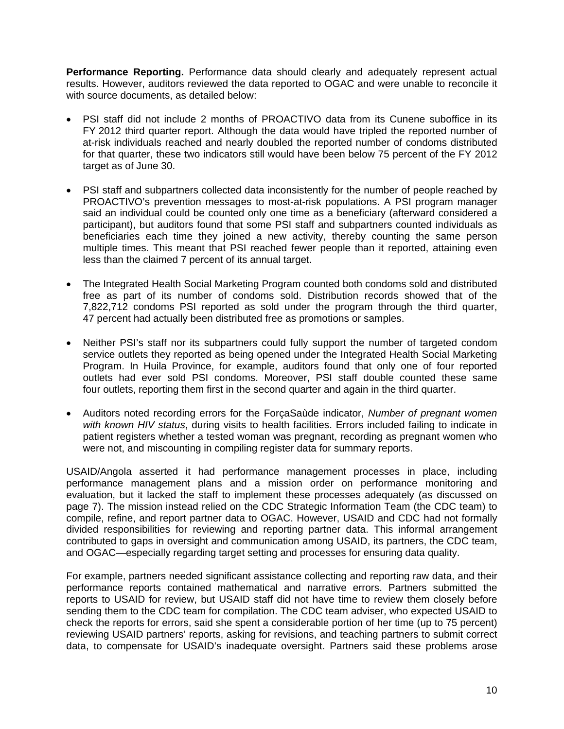**Performance Reporting.** Performance data should clearly and adequately represent actual results. However, auditors reviewed the data reported to OGAC and were unable to reconcile it with source documents, as detailed below:

- PSI staff did not include 2 months of PROACTIVO data from its Cunene suboffice in its FY 2012 third quarter report. Although the data would have tripled the reported number of at-risk individuals reached and nearly doubled the reported number of condoms distributed for that quarter, these two indicators still would have been below 75 percent of the FY 2012 target as of June 30.

- PSI staff and subpartners collected data inconsistently for the number of people reached by PROACTIVO's prevention messages to most-at-risk populations. A PSI program manager said an individual could be counted only one time as a beneficiary (afterward considered a participant), but auditors found that some PSI staff and subpartners counted individuals as beneficiaries each time they joined a new activity, thereby counting the same person multiple times. This meant that PSI reached fewer people than it reported, attaining even less than the claimed 7 percent of its annual target.

- The Integrated Health Social Marketing Program counted both condoms sold and distributed free as part of its number of condoms sold. Distribution records showed that of the 7,822,712 condoms PSI reported as sold under the program through the third quarter, 47 percent had actually been distributed free as promotions or samples.

- Neither PSI's staff nor its subpartners could fully support the number of targeted condom service outlets they reported as being opened under the Integrated Health Social Marketing Program. In Huila Province, for example, auditors found that only one of four reported outlets had ever sold PSI condoms. Moreover, PSI staff double counted these same four outlets, reporting them first in the second quarter and again in the third quarter.

- Auditors noted recording errors for the ForçaSaùde indicator, *Number of pregnant women with known HIV status*, during visits to health facilities. Errors included failing to indicate in patient registers whether a tested woman was pregnant, recording as pregnant women who were not, and miscounting in compiling register data for summary reports.

USAID/Angola asserted it had performance management processes in place, including performance management plans and a mission order on performance monitoring and evaluation, but it lacked the staff to implement these processes adequately (as discussed on page 7). The mission instead relied on the CDC Strategic Information Team (the CDC team) to compile, refine, and report partner data to OGAC. However, USAID and CDC had not formally divided responsibilities for reviewing and reporting partner data. This informal arrangement contributed to gaps in oversight and communication among USAID, its partners, the CDC team, and OGAC—especially regarding target setting and processes for ensuring data quality.

For example, partners needed significant assistance collecting and reporting raw data, and their performance reports contained mathematical and narrative errors. Partners submitted the reports to USAID for review, but USAID staff did not have time to review them closely before sending them to the CDC team for compilation. The CDC team adviser, who expected USAID to check the reports for errors, said she spent a considerable portion of her time (up to 75 percent) reviewing USAID partners' reports, asking for revisions, and teaching partners to submit correct data, to compensate for USAID's inadequate oversight. Partners said these problems arose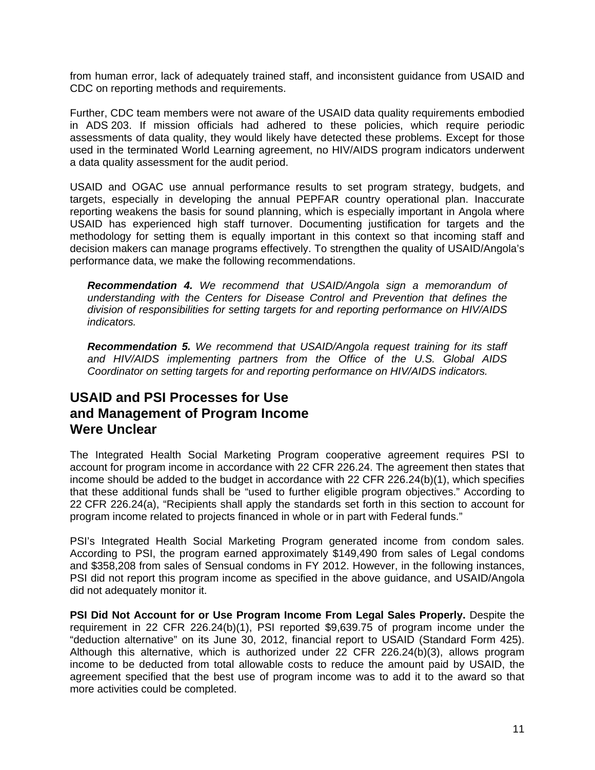from human error, lack of adequately trained staff, and inconsistent guidance from USAID and CDC on reporting methods and requirements.

Further, CDC team members were not aware of the USAID data quality requirements embodied in ADS 203. If mission officials had adhered to these policies, which require periodic assessments of data quality, they would likely have detected these problems. Except for those used in the terminated World Learning agreement, no HIV/AIDS program indicators underwent a data quality assessment for the audit period.

USAID and OGAC use annual performance results to set program strategy, budgets, and targets, especially in developing the annual PEPFAR country operational plan. Inaccurate reporting weakens the basis for sound planning, which is especially important in Angola where USAID has experienced high staff turnover. Documenting justification for targets and the methodology for setting them is equally important in this context so that incoming staff and decision makers can manage programs effectively. To strengthen the quality of USAID/Angola's performance data, we make the following recommendations.

> ***Recommendation 4.*** *We recommend that USAID/Angola sign a memorandum of understanding with the Centers for Disease Control and Prevention that defines the division of responsibilities for setting targets for and reporting performance on HIV/AIDS indicators.*
>
> ***Recommendation 5.*** *We recommend that USAID/Angola request training for its staff and HIV/AIDS implementing partners from the Office of the U.S. Global AIDS Coordinator on setting targets for and reporting performance on HIV/AIDS indicators.*

## USAID and PSI Processes for Use and Management of Program Income Were Unclear

The Integrated Health Social Marketing Program cooperative agreement requires PSI to account for program income in accordance with 22 CFR 226.24. The agreement then states that income should be added to the budget in accordance with 22 CFR 226.24(b)(1), which specifies that these additional funds shall be "used to further eligible program objectives." According to 22 CFR 226.24(a), "Recipients shall apply the standards set forth in this section to account for program income related to projects financed in whole or in part with Federal funds."

PSI's Integrated Health Social Marketing Program generated income from condom sales. According to PSI, the program earned approximately $149,490 from sales of Legal condoms and $358,208 from sales of Sensual condoms in FY 2012. However, in the following instances, PSI did not report this program income as specified in the above guidance, and USAID/Angola did not adequately monitor it.

**PSI Did Not Account for or Use Program Income From Legal Sales Properly.** Despite the requirement in 22 CFR 226.24(b)(1), PSI reported $9,639.75 of program income under the "deduction alternative" on its June 30, 2012, financial report to USAID (Standard Form 425). Although this alternative, which is authorized under 22 CFR 226.24(b)(3), allows program income to be deducted from total allowable costs to reduce the amount paid by USAID, the agreement specified that the best use of program income was to add it to the award so that more activities could be completed.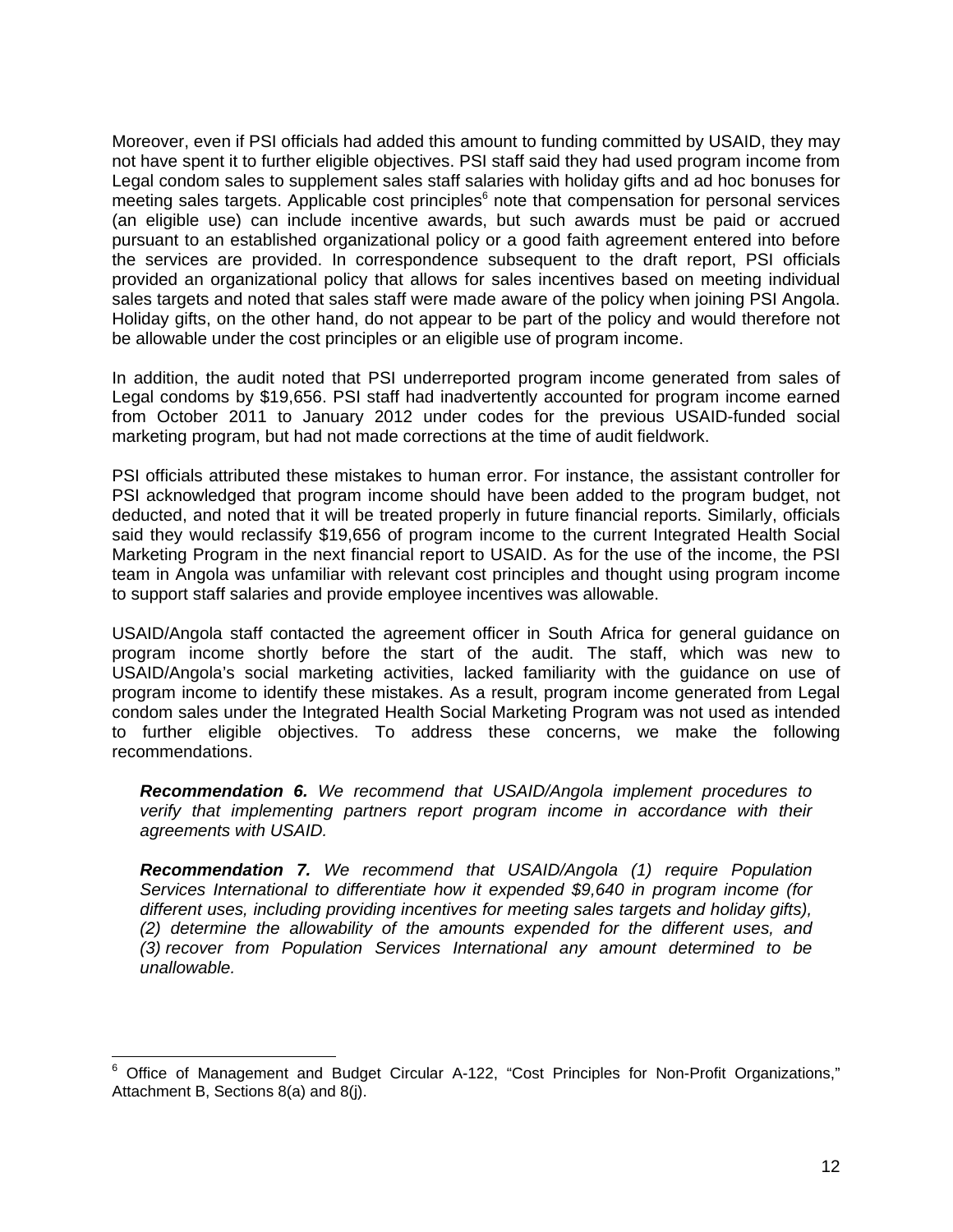Moreover, even if PSI officials had added this amount to funding committed by USAID, they may not have spent it to further eligible objectives. PSI staff said they had used program income from Legal condom sales to supplement sales staff salaries with holiday gifts and ad hoc bonuses for meeting sales targets. Applicable cost principles[6] note that compensation for personal services (an eligible use) can include incentive awards, but such awards must be paid or accrued pursuant to an established organizational policy or a good faith agreement entered into before the services are provided. In correspondence subsequent to the draft report, PSI officials provided an organizational policy that allows for sales incentives based on meeting individual sales targets and noted that sales staff were made aware of the policy when joining PSI Angola. Holiday gifts, on the other hand, do not appear to be part of the policy and would therefore not be allowable under the cost principles or an eligible use of program income.

In addition, the audit noted that PSI underreported program income generated from sales of Legal condoms by $19,656. PSI staff had inadvertently accounted for program income earned from October 2011 to January 2012 under codes for the previous USAID-funded social marketing program, but had not made corrections at the time of audit fieldwork.

PSI officials attributed these mistakes to human error. For instance, the assistant controller for PSI acknowledged that program income should have been added to the program budget, not deducted, and noted that it will be treated properly in future financial reports. Similarly, officials said they would reclassify $19,656 of program income to the current Integrated Health Social Marketing Program in the next financial report to USAID. As for the use of the income, the PSI team in Angola was unfamiliar with relevant cost principles and thought using program income to support staff salaries and provide employee incentives was allowable.

USAID/Angola staff contacted the agreement officer in South Africa for general guidance on program income shortly before the start of the audit. The staff, which was new to USAID/Angola's social marketing activities, lacked familiarity with the guidance on use of program income to identify these mistakes. As a result, program income generated from Legal condom sales under the Integrated Health Social Marketing Program was not used as intended to further eligible objectives. To address these concerns, we make the following recommendations.

> ***Recommendation 6.*** *We recommend that USAID/Angola implement procedures to verify that implementing partners report program income in accordance with their agreements with USAID.*

> ***Recommendation 7.*** *We recommend that USAID/Angola (1) require Population Services International to differentiate how it expended $9,640 in program income (for different uses, including providing incentives for meeting sales targets and holiday gifts), (2) determine the allowability of the amounts expended for the different uses, and (3) recover from Population Services International any amount determined to be unallowable.*

---

[6] Office of Management and Budget Circular A-122, "Cost Principles for Non-Profit Organizations," Attachment B, Sections 8(a) and 8(j).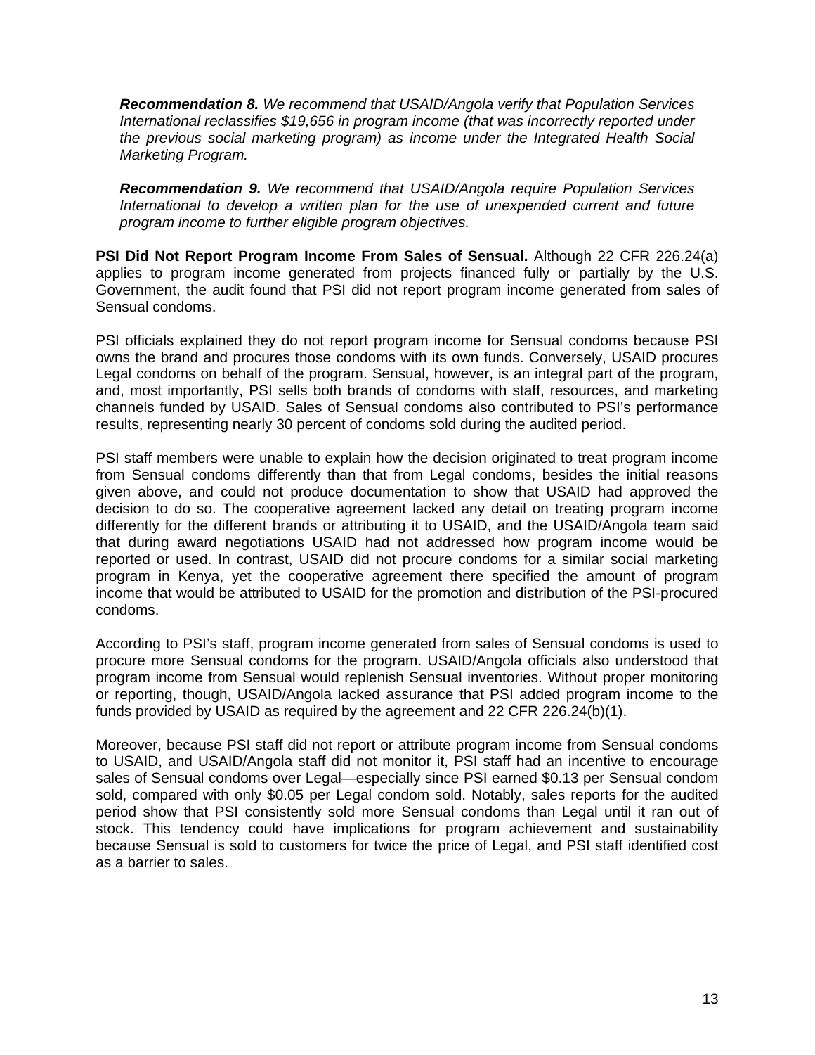***Recommendation 8.*** *We recommend that USAID/Angola verify that Population Services International reclassifies $19,656 in program income (that was incorrectly reported under the previous social marketing program) as income under the Integrated Health Social Marketing Program.*

***Recommendation 9.*** *We recommend that USAID/Angola require Population Services International to develop a written plan for the use of unexpended current and future program income to further eligible program objectives.*

**PSI Did Not Report Program Income From Sales of Sensual.** Although 22 CFR 226.24(a) applies to program income generated from projects financed fully or partially by the U.S. Government, the audit found that PSI did not report program income generated from sales of Sensual condoms.

PSI officials explained they do not report program income for Sensual condoms because PSI owns the brand and procures those condoms with its own funds. Conversely, USAID procures Legal condoms on behalf of the program. Sensual, however, is an integral part of the program, and, most importantly, PSI sells both brands of condoms with staff, resources, and marketing channels funded by USAID. Sales of Sensual condoms also contributed to PSI's performance results, representing nearly 30 percent of condoms sold during the audited period.

PSI staff members were unable to explain how the decision originated to treat program income from Sensual condoms differently than that from Legal condoms, besides the initial reasons given above, and could not produce documentation to show that USAID had approved the decision to do so. The cooperative agreement lacked any detail on treating program income differently for the different brands or attributing it to USAID, and the USAID/Angola team said that during award negotiations USAID had not addressed how program income would be reported or used. In contrast, USAID did not procure condoms for a similar social marketing program in Kenya, yet the cooperative agreement there specified the amount of program income that would be attributed to USAID for the promotion and distribution of the PSI-procured condoms.

According to PSI's staff, program income generated from sales of Sensual condoms is used to procure more Sensual condoms for the program. USAID/Angola officials also understood that program income from Sensual would replenish Sensual inventories. Without proper monitoring or reporting, though, USAID/Angola lacked assurance that PSI added program income to the funds provided by USAID as required by the agreement and 22 CFR 226.24(b)(1).

Moreover, because PSI staff did not report or attribute program income from Sensual condoms to USAID, and USAID/Angola staff did not monitor it, PSI staff had an incentive to encourage sales of Sensual condoms over Legal—especially since PSI earned $0.13 per Sensual condom sold, compared with only $0.05 per Legal condom sold. Notably, sales reports for the audited period show that PSI consistently sold more Sensual condoms than Legal until it ran out of stock. This tendency could have implications for program achievement and sustainability because Sensual is sold to customers for twice the price of Legal, and PSI staff identified cost as a barrier to sales.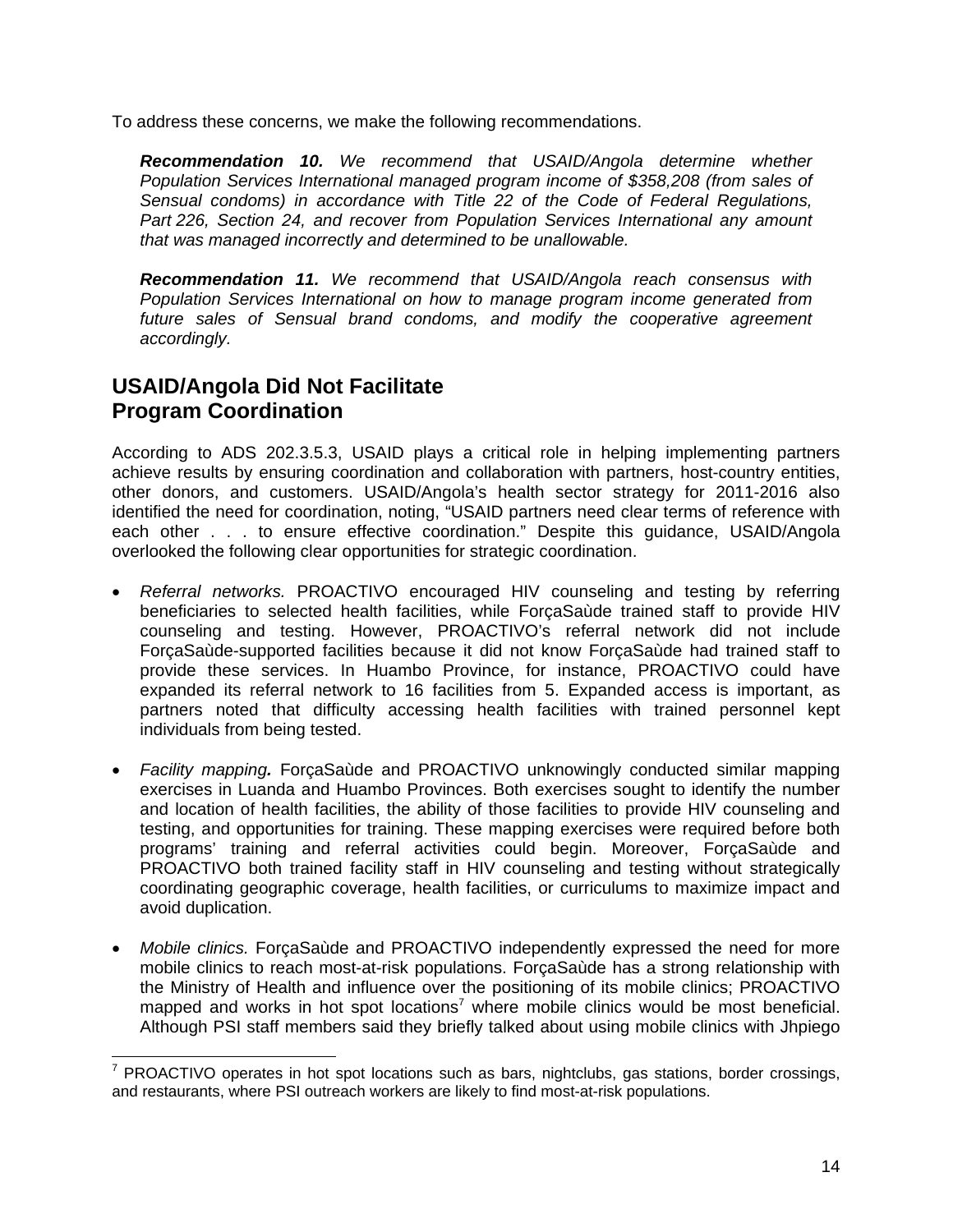To address these concerns, we make the following recommendations.

> ***Recommendation 10.*** *We recommend that USAID/Angola determine whether Population Services International managed program income of $358,208 (from sales of Sensual condoms) in accordance with Title 22 of the Code of Federal Regulations, Part 226, Section 24, and recover from Population Services International any amount that was managed incorrectly and determined to be unallowable.*

> ***Recommendation 11.*** *We recommend that USAID/Angola reach consensus with Population Services International on how to manage program income generated from future sales of Sensual brand condoms, and modify the cooperative agreement accordingly.*

## USAID/Angola Did Not Facilitate Program Coordination

According to ADS 202.3.5.3, USAID plays a critical role in helping implementing partners achieve results by ensuring coordination and collaboration with partners, host-country entities, other donors, and customers. USAID/Angola's health sector strategy for 2011-2016 also identified the need for coordination, noting, "USAID partners need clear terms of reference with each other . . . to ensure effective coordination." Despite this guidance, USAID/Angola overlooked the following clear opportunities for strategic coordination.

- *Referral networks.* PROACTIVO encouraged HIV counseling and testing by referring beneficiaries to selected health facilities, while ForçaSaùde trained staff to provide HIV counseling and testing. However, PROACTIVO's referral network did not include ForçaSaùde-supported facilities because it did not know ForçaSaùde had trained staff to provide these services. In Huambo Province, for instance, PROACTIVO could have expanded its referral network to 16 facilities from 5. Expanded access is important, as partners noted that difficulty accessing health facilities with trained personnel kept individuals from being tested.

- *Facility mapping**.*** ForçaSaùde and PROACTIVO unknowingly conducted similar mapping exercises in Luanda and Huambo Provinces. Both exercises sought to identify the number and location of health facilities, the ability of those facilities to provide HIV counseling and testing, and opportunities for training. These mapping exercises were required before both programs' training and referral activities could begin. Moreover, ForçaSaùde and PROACTIVO both trained facility staff in HIV counseling and testing without strategically coordinating geographic coverage, health facilities, or curriculums to maximize impact and avoid duplication.

- *Mobile clinics.* ForçaSaùde and PROACTIVO independently expressed the need for more mobile clinics to reach most-at-risk populations. ForçaSaùde has a strong relationship with the Ministry of Health and influence over the positioning of its mobile clinics; PROACTIVO mapped and works in hot spot locations[7] where mobile clinics would be most beneficial. Although PSI staff members said they briefly talked about using mobile clinics with Jhpiego

[7] PROACTIVO operates in hot spot locations such as bars, nightclubs, gas stations, border crossings, and restaurants, where PSI outreach workers are likely to find most-at-risk populations.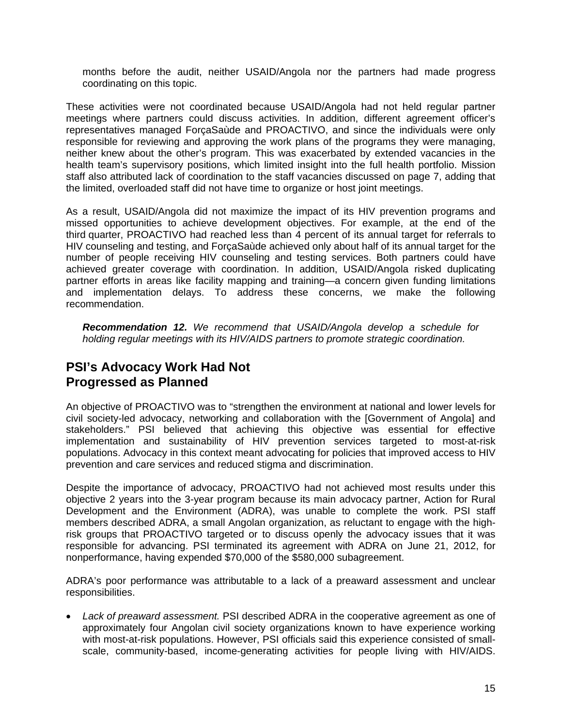months before the audit, neither USAID/Angola nor the partners had made progress coordinating on this topic.

These activities were not coordinated because USAID/Angola had not held regular partner meetings where partners could discuss activities. In addition, different agreement officer's representatives managed ForçaSaùde and PROACTIVO, and since the individuals were only responsible for reviewing and approving the work plans of the programs they were managing, neither knew about the other's program. This was exacerbated by extended vacancies in the health team's supervisory positions, which limited insight into the full health portfolio. Mission staff also attributed lack of coordination to the staff vacancies discussed on page 7, adding that the limited, overloaded staff did not have time to organize or host joint meetings.

As a result, USAID/Angola did not maximize the impact of its HIV prevention programs and missed opportunities to achieve development objectives. For example, at the end of the third quarter, PROACTIVO had reached less than 4 percent of its annual target for referrals to HIV counseling and testing, and ForçaSaùde achieved only about half of its annual target for the number of people receiving HIV counseling and testing services. Both partners could have achieved greater coverage with coordination. In addition, USAID/Angola risked duplicating partner efforts in areas like facility mapping and training—a concern given funding limitations and implementation delays. To address these concerns, we make the following recommendation.

***Recommendation 12.*** *We recommend that USAID/Angola develop a schedule for holding regular meetings with its HIV/AIDS partners to promote strategic coordination.*

## PSI's Advocacy Work Had Not Progressed as Planned

An objective of PROACTIVO was to "strengthen the environment at national and lower levels for civil society-led advocacy, networking and collaboration with the [Government of Angola] and stakeholders." PSI believed that achieving this objective was essential for effective implementation and sustainability of HIV prevention services targeted to most-at-risk populations. Advocacy in this context meant advocating for policies that improved access to HIV prevention and care services and reduced stigma and discrimination.

Despite the importance of advocacy, PROACTIVO had not achieved most results under this objective 2 years into the 3-year program because its main advocacy partner, Action for Rural Development and the Environment (ADRA), was unable to complete the work. PSI staff members described ADRA, a small Angolan organization, as reluctant to engage with the high-risk groups that PROACTIVO targeted or to discuss openly the advocacy issues that it was responsible for advancing. PSI terminated its agreement with ADRA on June 21, 2012, for nonperformance, having expended $70,000 of the $580,000 subagreement.

ADRA's poor performance was attributable to a lack of a preaward assessment and unclear responsibilities.

- *Lack of preaward assessment.* PSI described ADRA in the cooperative agreement as one of approximately four Angolan civil society organizations known to have experience working with most-at-risk populations. However, PSI officials said this experience consisted of small-scale, community-based, income-generating activities for people living with HIV/AIDS.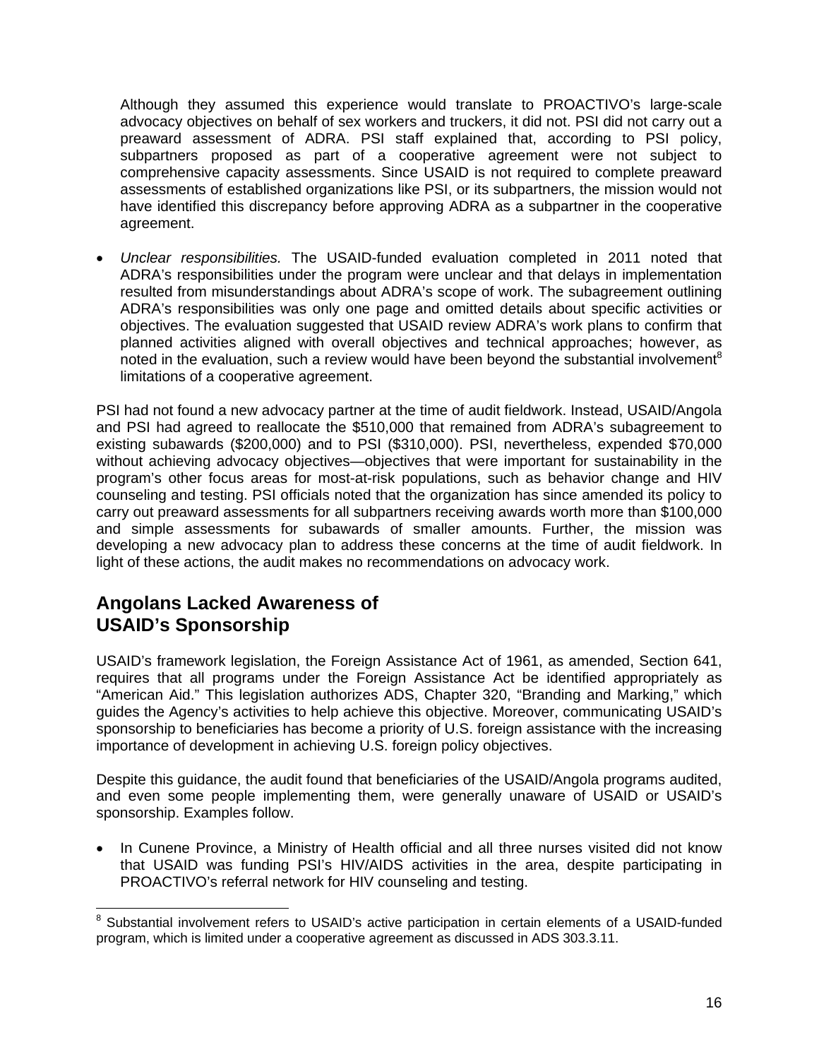Although they assumed this experience would translate to PROACTIVO's large-scale advocacy objectives on behalf of sex workers and truckers, it did not. PSI did not carry out a preaward assessment of ADRA. PSI staff explained that, according to PSI policy, subpartners proposed as part of a cooperative agreement were not subject to comprehensive capacity assessments. Since USAID is not required to complete preaward assessments of established organizations like PSI, or its subpartners, the mission would not have identified this discrepancy before approving ADRA as a subpartner in the cooperative agreement.

- *Unclear responsibilities.* The USAID-funded evaluation completed in 2011 noted that ADRA's responsibilities under the program were unclear and that delays in implementation resulted from misunderstandings about ADRA's scope of work. The subagreement outlining ADRA's responsibilities was only one page and omitted details about specific activities or objectives. The evaluation suggested that USAID review ADRA's work plans to confirm that planned activities aligned with overall objectives and technical approaches; however, as noted in the evaluation, such a review would have been beyond the substantial involvement[8] limitations of a cooperative agreement.

PSI had not found a new advocacy partner at the time of audit fieldwork. Instead, USAID/Angola and PSI had agreed to reallocate the $510,000 that remained from ADRA's subagreement to existing subawards ($200,000) and to PSI ($310,000). PSI, nevertheless, expended $70,000 without achieving advocacy objectives—objectives that were important for sustainability in the program's other focus areas for most-at-risk populations, such as behavior change and HIV counseling and testing. PSI officials noted that the organization has since amended its policy to carry out preaward assessments for all subpartners receiving awards worth more than $100,000 and simple assessments for subawards of smaller amounts. Further, the mission was developing a new advocacy plan to address these concerns at the time of audit fieldwork. In light of these actions, the audit makes no recommendations on advocacy work.

## Angolans Lacked Awareness of USAID's Sponsorship

USAID's framework legislation, the Foreign Assistance Act of 1961, as amended, Section 641, requires that all programs under the Foreign Assistance Act be identified appropriately as "American Aid." This legislation authorizes ADS, Chapter 320, "Branding and Marking," which guides the Agency's activities to help achieve this objective. Moreover, communicating USAID's sponsorship to beneficiaries has become a priority of U.S. foreign assistance with the increasing importance of development in achieving U.S. foreign policy objectives.

Despite this guidance, the audit found that beneficiaries of the USAID/Angola programs audited, and even some people implementing them, were generally unaware of USAID or USAID's sponsorship. Examples follow.

- In Cunene Province, a Ministry of Health official and all three nurses visited did not know that USAID was funding PSI's HIV/AIDS activities in the area, despite participating in PROACTIVO's referral network for HIV counseling and testing.

[8] Substantial involvement refers to USAID's active participation in certain elements of a USAID-funded program, which is limited under a cooperative agreement as discussed in ADS 303.3.11.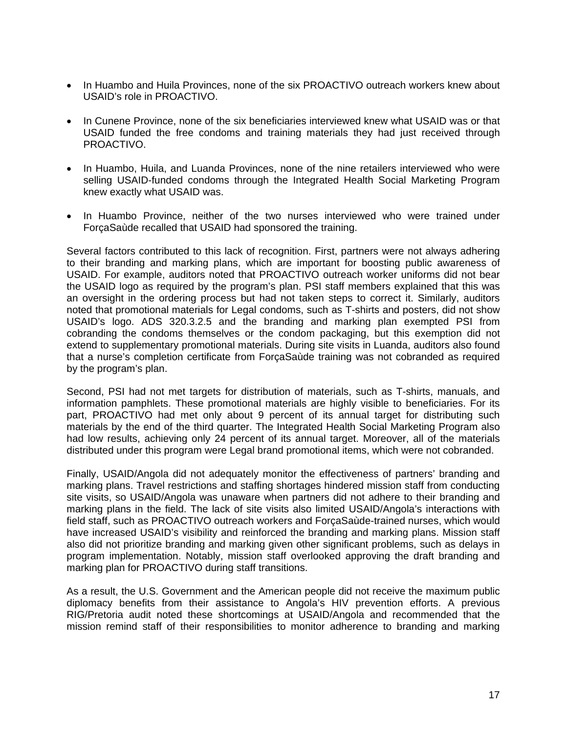- In Huambo and Huila Provinces, none of the six PROACTIVO outreach workers knew about USAID's role in PROACTIVO.
- In Cunene Province, none of the six beneficiaries interviewed knew what USAID was or that USAID funded the free condoms and training materials they had just received through PROACTIVO.
- In Huambo, Huila, and Luanda Provinces, none of the nine retailers interviewed who were selling USAID-funded condoms through the Integrated Health Social Marketing Program knew exactly what USAID was.
- In Huambo Province, neither of the two nurses interviewed who were trained under ForçaSaùde recalled that USAID had sponsored the training.

Several factors contributed to this lack of recognition. First, partners were not always adhering to their branding and marking plans, which are important for boosting public awareness of USAID. For example, auditors noted that PROACTIVO outreach worker uniforms did not bear the USAID logo as required by the program's plan. PSI staff members explained that this was an oversight in the ordering process but had not taken steps to correct it. Similarly, auditors noted that promotional materials for Legal condoms, such as T-shirts and posters, did not show USAID's logo. ADS 320.3.2.5 and the branding and marking plan exempted PSI from cobranding the condoms themselves or the condom packaging, but this exemption did not extend to supplementary promotional materials. During site visits in Luanda, auditors also found that a nurse's completion certificate from ForçaSaùde training was not cobranded as required by the program's plan.

Second, PSI had not met targets for distribution of materials, such as T-shirts, manuals, and information pamphlets. These promotional materials are highly visible to beneficiaries. For its part, PROACTIVO had met only about 9 percent of its annual target for distributing such materials by the end of the third quarter. The Integrated Health Social Marketing Program also had low results, achieving only 24 percent of its annual target. Moreover, all of the materials distributed under this program were Legal brand promotional items, which were not cobranded.

Finally, USAID/Angola did not adequately monitor the effectiveness of partners' branding and marking plans. Travel restrictions and staffing shortages hindered mission staff from conducting site visits, so USAID/Angola was unaware when partners did not adhere to their branding and marking plans in the field. The lack of site visits also limited USAID/Angola's interactions with field staff, such as PROACTIVO outreach workers and ForçaSaùde-trained nurses, which would have increased USAID's visibility and reinforced the branding and marking plans. Mission staff also did not prioritize branding and marking given other significant problems, such as delays in program implementation. Notably, mission staff overlooked approving the draft branding and marking plan for PROACTIVO during staff transitions.

As a result, the U.S. Government and the American people did not receive the maximum public diplomacy benefits from their assistance to Angola's HIV prevention efforts. A previous RIG/Pretoria audit noted these shortcomings at USAID/Angola and recommended that the mission remind staff of their responsibilities to monitor adherence to branding and marking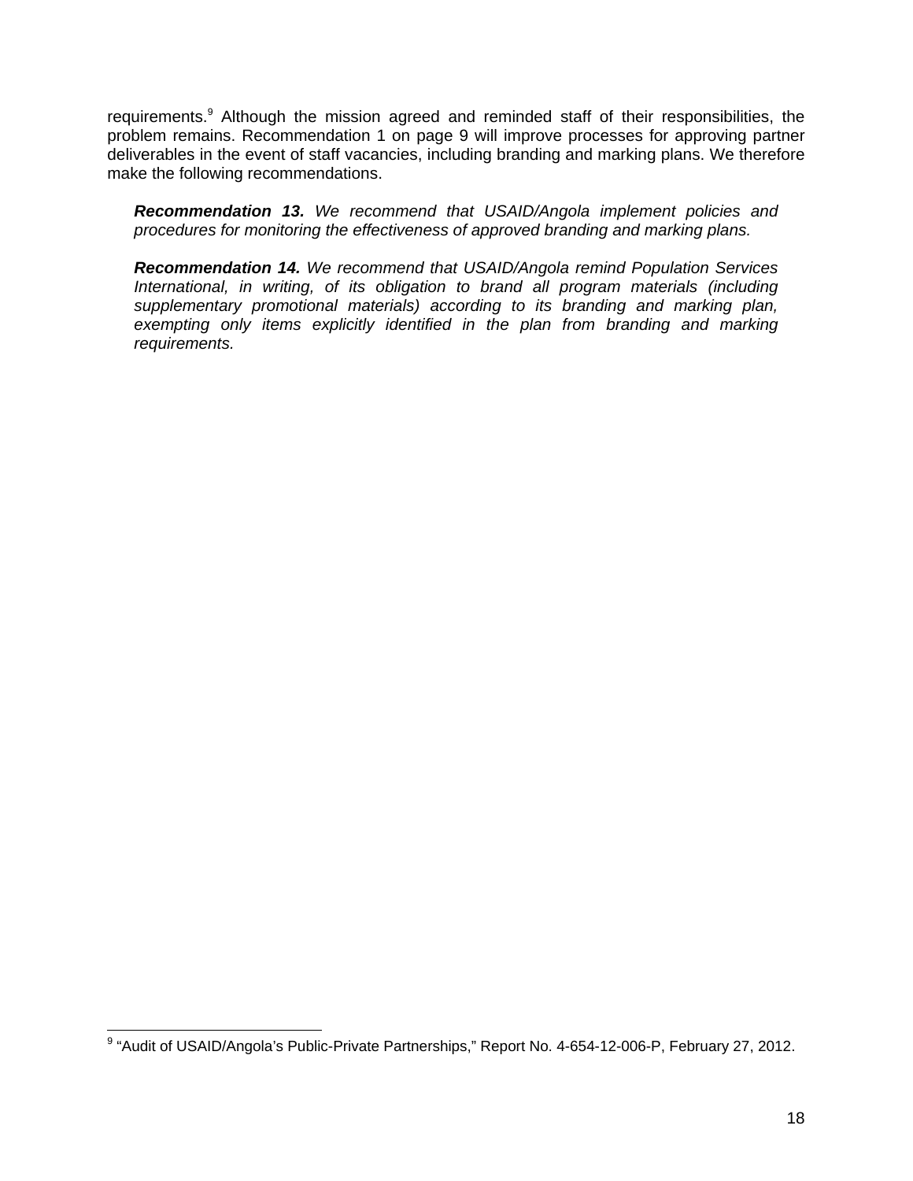requirements.[9] Although the mission agreed and reminded staff of their responsibilities, the problem remains. Recommendation 1 on page 9 will improve processes for approving partner deliverables in the event of staff vacancies, including branding and marking plans. We therefore make the following recommendations.

> ***Recommendation 13.*** *We recommend that USAID/Angola implement policies and procedures for monitoring the effectiveness of approved branding and marking plans.*

> ***Recommendation 14.*** *We recommend that USAID/Angola remind Population Services International, in writing, of its obligation to brand all program materials (including supplementary promotional materials) according to its branding and marking plan, exempting only items explicitly identified in the plan from branding and marking requirements.*

---

[9] "Audit of USAID/Angola's Public-Private Partnerships," Report No. 4-654-12-006-P, February 27, 2012.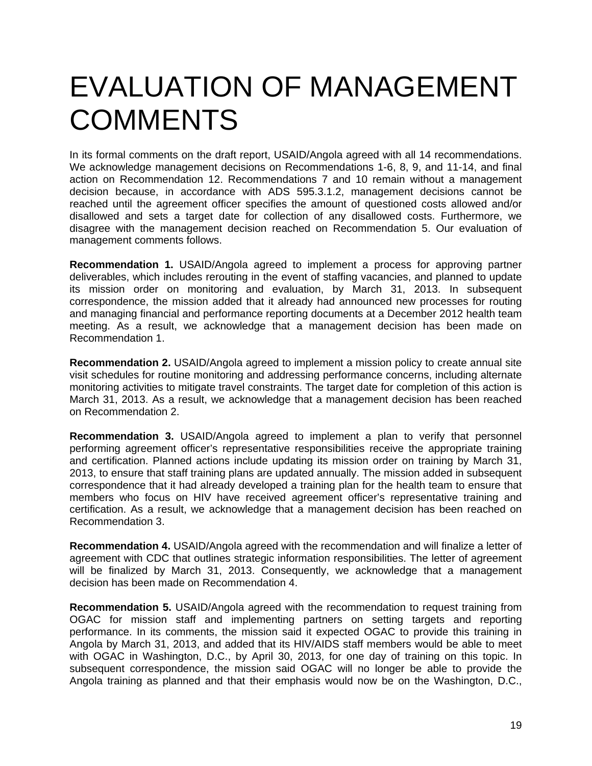# EVALUATION OF MANAGEMENT COMMENTS

In its formal comments on the draft report, USAID/Angola agreed with all 14 recommendations. We acknowledge management decisions on Recommendations 1-6, 8, 9, and 11-14, and final action on Recommendation 12. Recommendations 7 and 10 remain without a management decision because, in accordance with ADS 595.3.1.2, management decisions cannot be reached until the agreement officer specifies the amount of questioned costs allowed and/or disallowed and sets a target date for collection of any disallowed costs. Furthermore, we disagree with the management decision reached on Recommendation 5. Our evaluation of management comments follows.

**Recommendation 1.** USAID/Angola agreed to implement a process for approving partner deliverables, which includes rerouting in the event of staffing vacancies, and planned to update its mission order on monitoring and evaluation, by March 31, 2013. In subsequent correspondence, the mission added that it already had announced new processes for routing and managing financial and performance reporting documents at a December 2012 health team meeting. As a result, we acknowledge that a management decision has been made on Recommendation 1.

**Recommendation 2.** USAID/Angola agreed to implement a mission policy to create annual site visit schedules for routine monitoring and addressing performance concerns, including alternate monitoring activities to mitigate travel constraints. The target date for completion of this action is March 31, 2013. As a result, we acknowledge that a management decision has been reached on Recommendation 2.

**Recommendation 3.** USAID/Angola agreed to implement a plan to verify that personnel performing agreement officer's representative responsibilities receive the appropriate training and certification. Planned actions include updating its mission order on training by March 31, 2013, to ensure that staff training plans are updated annually. The mission added in subsequent correspondence that it had already developed a training plan for the health team to ensure that members who focus on HIV have received agreement officer's representative training and certification. As a result, we acknowledge that a management decision has been reached on Recommendation 3.

**Recommendation 4.** USAID/Angola agreed with the recommendation and will finalize a letter of agreement with CDC that outlines strategic information responsibilities. The letter of agreement will be finalized by March 31, 2013. Consequently, we acknowledge that a management decision has been made on Recommendation 4.

**Recommendation 5.** USAID/Angola agreed with the recommendation to request training from OGAC for mission staff and implementing partners on setting targets and reporting performance. In its comments, the mission said it expected OGAC to provide this training in Angola by March 31, 2013, and added that its HIV/AIDS staff members would be able to meet with OGAC in Washington, D.C., by April 30, 2013, for one day of training on this topic. In subsequent correspondence, the mission said OGAC will no longer be able to provide the Angola training as planned and that their emphasis would now be on the Washington, D.C.,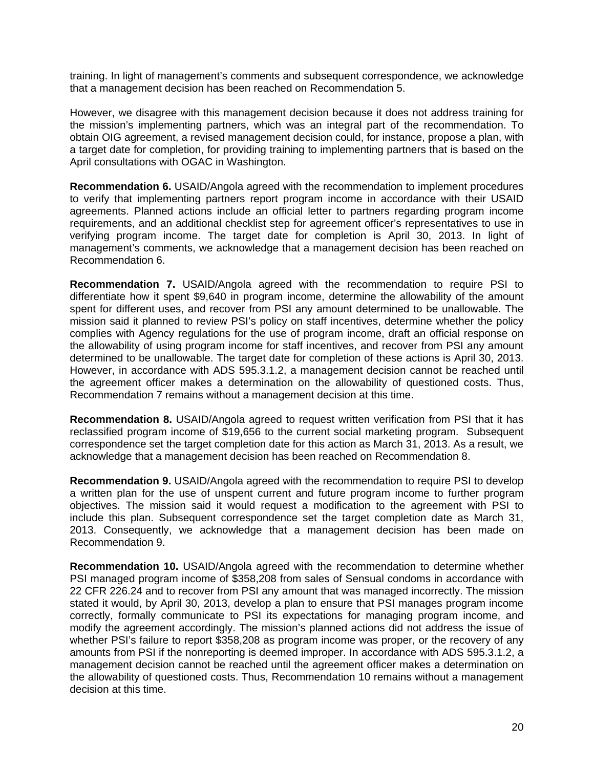training. In light of management's comments and subsequent correspondence, we acknowledge that a management decision has been reached on Recommendation 5.

However, we disagree with this management decision because it does not address training for the mission's implementing partners, which was an integral part of the recommendation. To obtain OIG agreement, a revised management decision could, for instance, propose a plan, with a target date for completion, for providing training to implementing partners that is based on the April consultations with OGAC in Washington.

**Recommendation 6.** USAID/Angola agreed with the recommendation to implement procedures to verify that implementing partners report program income in accordance with their USAID agreements. Planned actions include an official letter to partners regarding program income requirements, and an additional checklist step for agreement officer's representatives to use in verifying program income. The target date for completion is April 30, 2013. In light of management's comments, we acknowledge that a management decision has been reached on Recommendation 6.

**Recommendation 7.** USAID/Angola agreed with the recommendation to require PSI to differentiate how it spent $9,640 in program income, determine the allowability of the amount spent for different uses, and recover from PSI any amount determined to be unallowable. The mission said it planned to review PSI's policy on staff incentives, determine whether the policy complies with Agency regulations for the use of program income, draft an official response on the allowability of using program income for staff incentives, and recover from PSI any amount determined to be unallowable. The target date for completion of these actions is April 30, 2013. However, in accordance with ADS 595.3.1.2, a management decision cannot be reached until the agreement officer makes a determination on the allowability of questioned costs. Thus, Recommendation 7 remains without a management decision at this time.

**Recommendation 8.** USAID/Angola agreed to request written verification from PSI that it has reclassified program income of $19,656 to the current social marketing program. Subsequent correspondence set the target completion date for this action as March 31, 2013. As a result, we acknowledge that a management decision has been reached on Recommendation 8.

**Recommendation 9.** USAID/Angola agreed with the recommendation to require PSI to develop a written plan for the use of unspent current and future program income to further program objectives. The mission said it would request a modification to the agreement with PSI to include this plan. Subsequent correspondence set the target completion date as March 31, 2013. Consequently, we acknowledge that a management decision has been made on Recommendation 9.

**Recommendation 10.** USAID/Angola agreed with the recommendation to determine whether PSI managed program income of $358,208 from sales of Sensual condoms in accordance with 22 CFR 226.24 and to recover from PSI any amount that was managed incorrectly. The mission stated it would, by April 30, 2013, develop a plan to ensure that PSI manages program income correctly, formally communicate to PSI its expectations for managing program income, and modify the agreement accordingly. The mission's planned actions did not address the issue of whether PSI's failure to report $358,208 as program income was proper, or the recovery of any amounts from PSI if the nonreporting is deemed improper. In accordance with ADS 595.3.1.2, a management decision cannot be reached until the agreement officer makes a determination on the allowability of questioned costs. Thus, Recommendation 10 remains without a management decision at this time.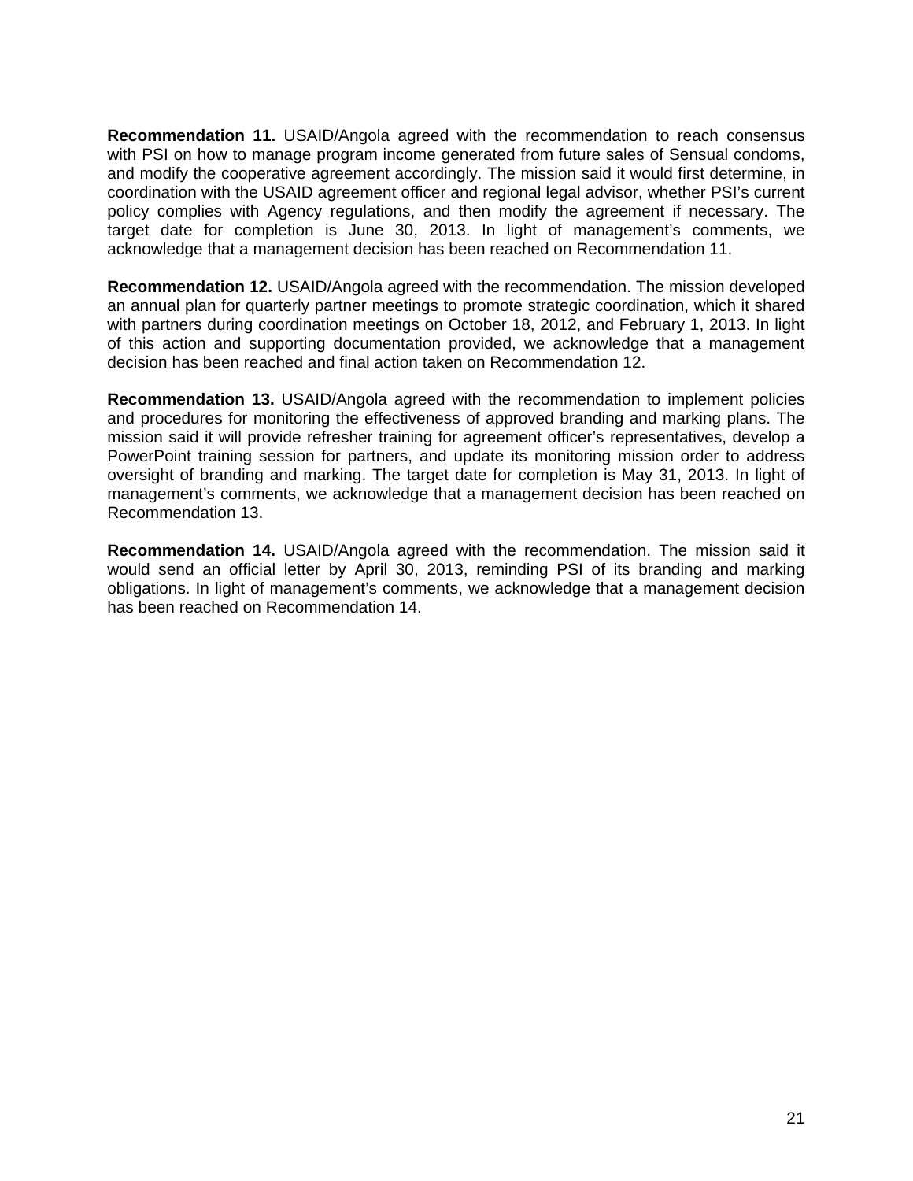**Recommendation 11.** USAID/Angola agreed with the recommendation to reach consensus with PSI on how to manage program income generated from future sales of Sensual condoms, and modify the cooperative agreement accordingly. The mission said it would first determine, in coordination with the USAID agreement officer and regional legal advisor, whether PSI's current policy complies with Agency regulations, and then modify the agreement if necessary. The target date for completion is June 30, 2013. In light of management's comments, we acknowledge that a management decision has been reached on Recommendation 11.

**Recommendation 12.** USAID/Angola agreed with the recommendation. The mission developed an annual plan for quarterly partner meetings to promote strategic coordination, which it shared with partners during coordination meetings on October 18, 2012, and February 1, 2013. In light of this action and supporting documentation provided, we acknowledge that a management decision has been reached and final action taken on Recommendation 12.

**Recommendation 13.** USAID/Angola agreed with the recommendation to implement policies and procedures for monitoring the effectiveness of approved branding and marking plans. The mission said it will provide refresher training for agreement officer's representatives, develop a PowerPoint training session for partners, and update its monitoring mission order to address oversight of branding and marking. The target date for completion is May 31, 2013. In light of management's comments, we acknowledge that a management decision has been reached on Recommendation 13.

**Recommendation 14.** USAID/Angola agreed with the recommendation. The mission said it would send an official letter by April 30, 2013, reminding PSI of its branding and marking obligations. In light of management's comments, we acknowledge that a management decision has been reached on Recommendation 14.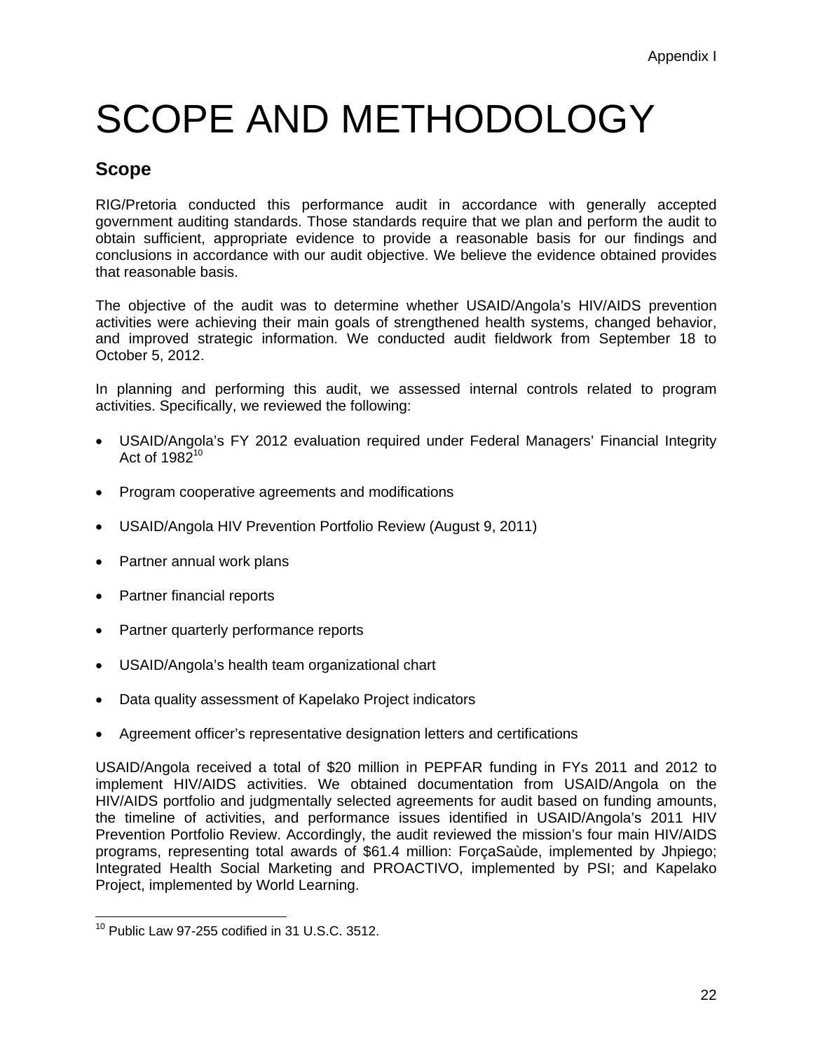# SCOPE AND METHODOLOGY

## Scope

RIG/Pretoria conducted this performance audit in accordance with generally accepted government auditing standards. Those standards require that we plan and perform the audit to obtain sufficient, appropriate evidence to provide a reasonable basis for our findings and conclusions in accordance with our audit objective. We believe the evidence obtained provides that reasonable basis.

The objective of the audit was to determine whether USAID/Angola's HIV/AIDS prevention activities were achieving their main goals of strengthened health systems, changed behavior, and improved strategic information. We conducted audit fieldwork from September 18 to October 5, 2012.

In planning and performing this audit, we assessed internal controls related to program activities. Specifically, we reviewed the following:

- USAID/Angola's FY 2012 evaluation required under Federal Managers' Financial Integrity Act of 1982[10]
- Program cooperative agreements and modifications
- USAID/Angola HIV Prevention Portfolio Review (August 9, 2011)
- Partner annual work plans
- Partner financial reports
- Partner quarterly performance reports
- USAID/Angola's health team organizational chart
- Data quality assessment of Kapelako Project indicators
- Agreement officer's representative designation letters and certifications

USAID/Angola received a total of $20 million in PEPFAR funding in FYs 2011 and 2012 to implement HIV/AIDS activities. We obtained documentation from USAID/Angola on the HIV/AIDS portfolio and judgmentally selected agreements for audit based on funding amounts, the timeline of activities, and performance issues identified in USAID/Angola's 2011 HIV Prevention Portfolio Review. Accordingly, the audit reviewed the mission's four main HIV/AIDS programs, representing total awards of $61.4 million: ForçaSaùde, implemented by Jhpiego; Integrated Health Social Marketing and PROACTIVO, implemented by PSI; and Kapelako Project, implemented by World Learning.

[10] Public Law 97-255 codified in 31 U.S.C. 3512.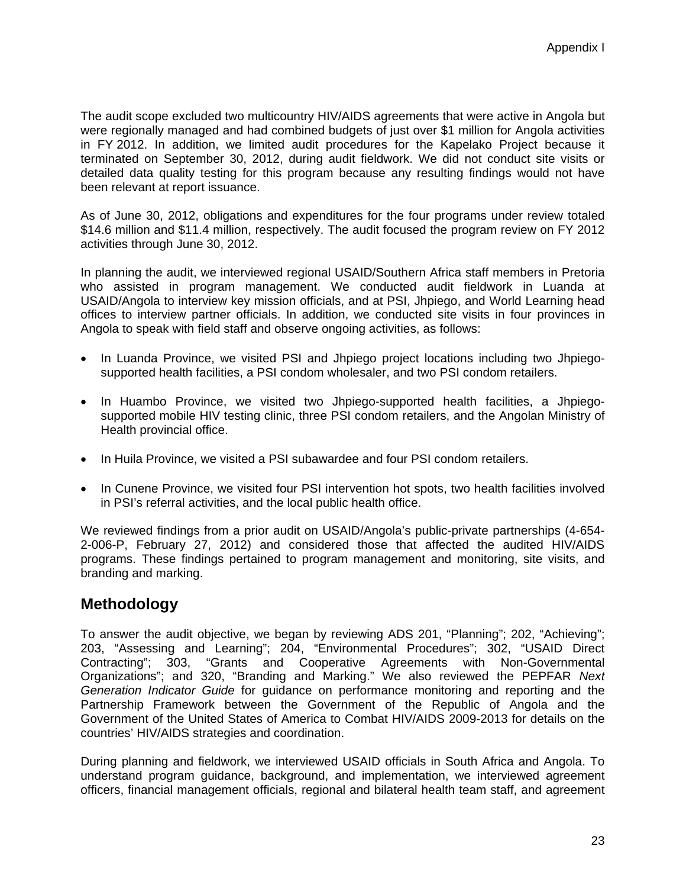The audit scope excluded two multicountry HIV/AIDS agreements that were active in Angola but were regionally managed and had combined budgets of just over $1 million for Angola activities in FY 2012. In addition, we limited audit procedures for the Kapelako Project because it terminated on September 30, 2012, during audit fieldwork. We did not conduct site visits or detailed data quality testing for this program because any resulting findings would not have been relevant at report issuance.

As of June 30, 2012, obligations and expenditures for the four programs under review totaled $14.6 million and $11.4 million, respectively. The audit focused the program review on FY 2012 activities through June 30, 2012.

In planning the audit, we interviewed regional USAID/Southern Africa staff members in Pretoria who assisted in program management. We conducted audit fieldwork in Luanda at USAID/Angola to interview key mission officials, and at PSI, Jhpiego, and World Learning head offices to interview partner officials. In addition, we conducted site visits in four provinces in Angola to speak with field staff and observe ongoing activities, as follows:

- In Luanda Province, we visited PSI and Jhpiego project locations including two Jhpiego-supported health facilities, a PSI condom wholesaler, and two PSI condom retailers.
- In Huambo Province, we visited two Jhpiego-supported health facilities, a Jhpiego-supported mobile HIV testing clinic, three PSI condom retailers, and the Angolan Ministry of Health provincial office.
- In Huila Province, we visited a PSI subawardee and four PSI condom retailers.
- In Cunene Province, we visited four PSI intervention hot spots, two health facilities involved in PSI's referral activities, and the local public health office.

We reviewed findings from a prior audit on USAID/Angola's public-private partnerships (4-654-2-006-P, February 27, 2012) and considered those that affected the audited HIV/AIDS programs. These findings pertained to program management and monitoring, site visits, and branding and marking.

## Methodology

To answer the audit objective, we began by reviewing ADS 201, "Planning"; 202, "Achieving"; 203, "Assessing and Learning"; 204, "Environmental Procedures"; 302, "USAID Direct Contracting"; 303, "Grants and Cooperative Agreements with Non-Governmental Organizations"; and 320, "Branding and Marking." We also reviewed the PEPFAR *Next Generation Indicator Guide* for guidance on performance monitoring and reporting and the Partnership Framework between the Government of the Republic of Angola and the Government of the United States of America to Combat HIV/AIDS 2009-2013 for details on the countries' HIV/AIDS strategies and coordination.

During planning and fieldwork, we interviewed USAID officials in South Africa and Angola. To understand program guidance, background, and implementation, we interviewed agreement officers, financial management officials, regional and bilateral health team staff, and agreement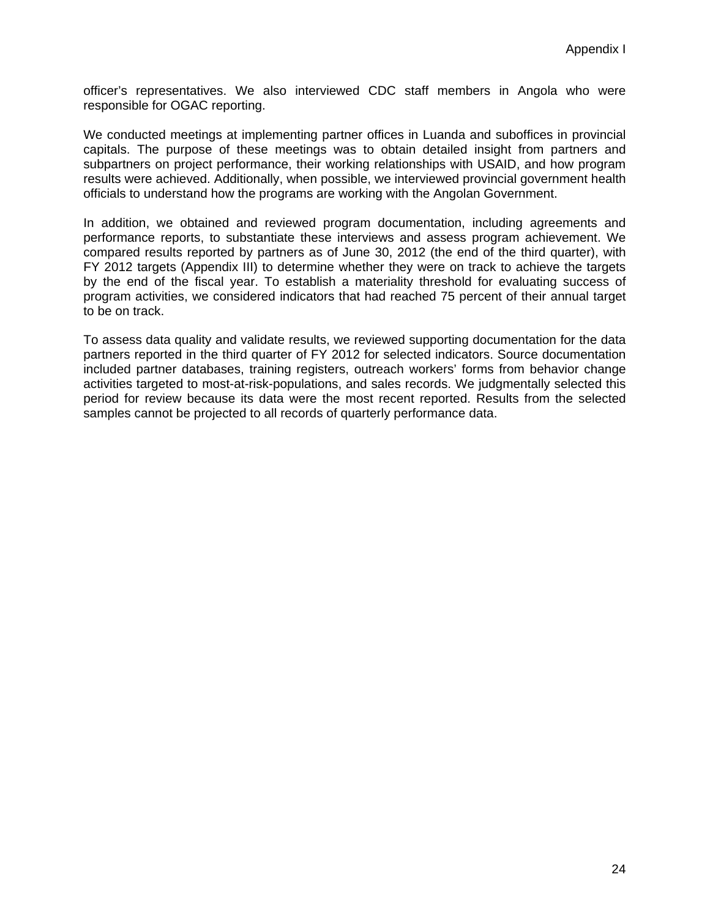officer's representatives. We also interviewed CDC staff members in Angola who were responsible for OGAC reporting.

We conducted meetings at implementing partner offices in Luanda and suboffices in provincial capitals. The purpose of these meetings was to obtain detailed insight from partners and subpartners on project performance, their working relationships with USAID, and how program results were achieved. Additionally, when possible, we interviewed provincial government health officials to understand how the programs are working with the Angolan Government.

In addition, we obtained and reviewed program documentation, including agreements and performance reports, to substantiate these interviews and assess program achievement. We compared results reported by partners as of June 30, 2012 (the end of the third quarter), with FY 2012 targets (Appendix III) to determine whether they were on track to achieve the targets by the end of the fiscal year. To establish a materiality threshold for evaluating success of program activities, we considered indicators that had reached 75 percent of their annual target to be on track.

To assess data quality and validate results, we reviewed supporting documentation for the data partners reported in the third quarter of FY 2012 for selected indicators. Source documentation included partner databases, training registers, outreach workers' forms from behavior change activities targeted to most-at-risk-populations, and sales records. We judgmentally selected this period for review because its data were the most recent reported. Results from the selected samples cannot be projected to all records of quarterly performance data.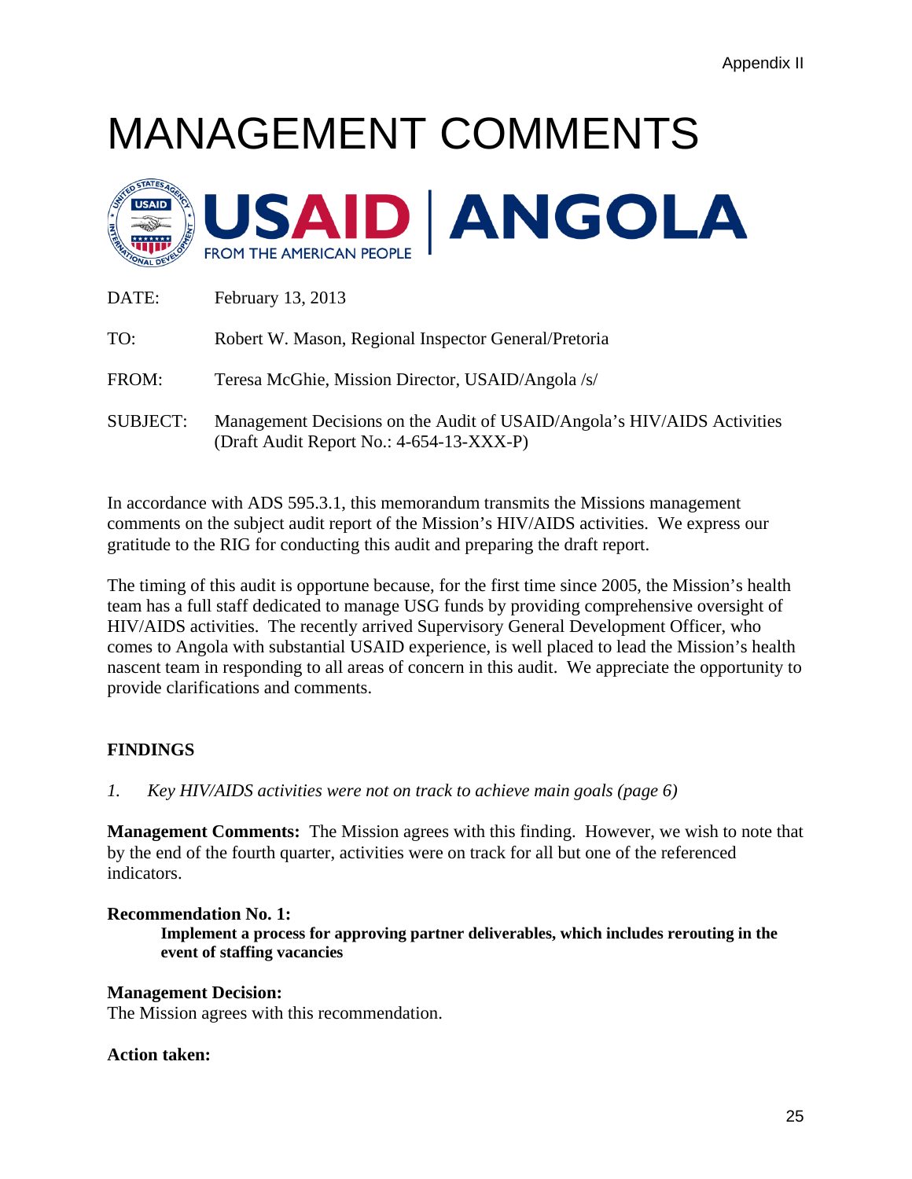# MANAGEMENT COMMENTS

USAID | ANGOLA
FROM THE AMERICAN PEOPLE

DATE: February 13, 2013

TO: Robert W. Mason, Regional Inspector General/Pretoria

FROM: Teresa McGhie, Mission Director, USAID/Angola /s/

SUBJECT: Management Decisions on the Audit of USAID/Angola's HIV/AIDS Activities (Draft Audit Report No.: 4-654-13-XXX-P)

In accordance with ADS 595.3.1, this memorandum transmits the Missions management comments on the subject audit report of the Mission's HIV/AIDS activities. We express our gratitude to the RIG for conducting this audit and preparing the draft report.

The timing of this audit is opportune because, for the first time since 2005, the Mission's health team has a full staff dedicated to manage USG funds by providing comprehensive oversight of HIV/AIDS activities. The recently arrived Supervisory General Development Officer, who comes to Angola with substantial USAID experience, is well placed to lead the Mission's health nascent team in responding to all areas of concern in this audit. We appreciate the opportunity to provide clarifications and comments.

## FINDINGS

*1. Key HIV/AIDS activities were not on track to achieve main goals (page 6)*

**Management Comments:** The Mission agrees with this finding. However, we wish to note that by the end of the fourth quarter, activities were on track for all but one of the referenced indicators.

**Recommendation No. 1:**

**Implement a process for approving partner deliverables, which includes rerouting in the event of staffing vacancies**

**Management Decision:**
The Mission agrees with this recommendation.

**Action taken:**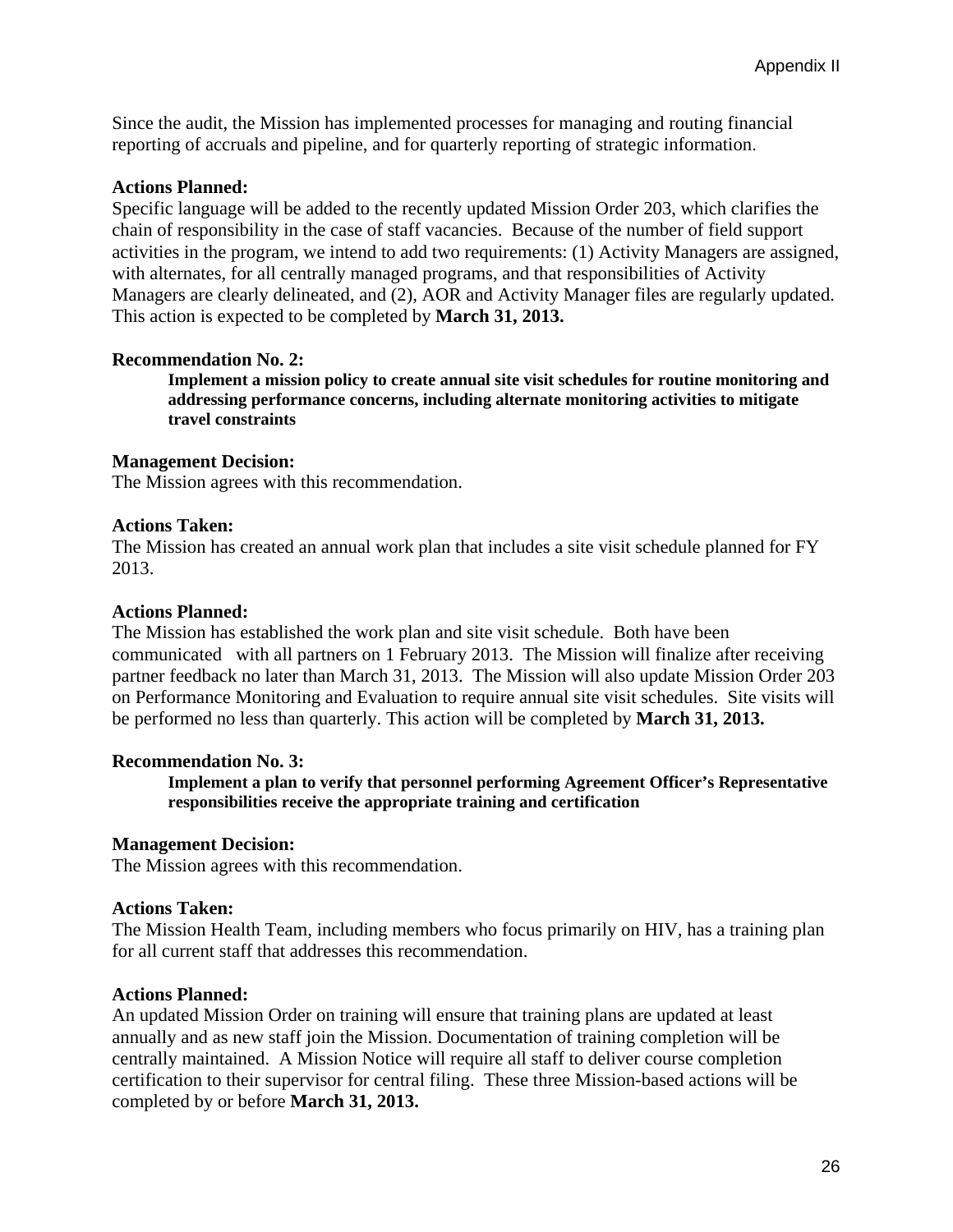Since the audit, the Mission has implemented processes for managing and routing financial reporting of accruals and pipeline, and for quarterly reporting of strategic information.

**Actions Planned:**
Specific language will be added to the recently updated Mission Order 203, which clarifies the chain of responsibility in the case of staff vacancies. Because of the number of field support activities in the program, we intend to add two requirements: (1) Activity Managers are assigned, with alternates, for all centrally managed programs, and that responsibilities of Activity Managers are clearly delineated, and (2), AOR and Activity Manager files are regularly updated. This action is expected to be completed by **March 31, 2013.**

**Recommendation No. 2:**

> **Implement a mission policy to create annual site visit schedules for routine monitoring and addressing performance concerns, including alternate monitoring activities to mitigate travel constraints**

**Management Decision:**
The Mission agrees with this recommendation.

**Actions Taken:**
The Mission has created an annual work plan that includes a site visit schedule planned for FY 2013.

**Actions Planned:**
The Mission has established the work plan and site visit schedule. Both have been communicated with all partners on 1 February 2013. The Mission will finalize after receiving partner feedback no later than March 31, 2013. The Mission will also update Mission Order 203 on Performance Monitoring and Evaluation to require annual site visit schedules. Site visits will be performed no less than quarterly. This action will be completed by **March 31, 2013.**

**Recommendation No. 3:**

> **Implement a plan to verify that personnel performing Agreement Officer's Representative responsibilities receive the appropriate training and certification**

**Management Decision:**
The Mission agrees with this recommendation.

**Actions Taken:**
The Mission Health Team, including members who focus primarily on HIV, has a training plan for all current staff that addresses this recommendation.

**Actions Planned:**
An updated Mission Order on training will ensure that training plans are updated at least annually and as new staff join the Mission. Documentation of training completion will be centrally maintained. A Mission Notice will require all staff to deliver course completion certification to their supervisor for central filing. These three Mission-based actions will be completed by or before **March 31, 2013.**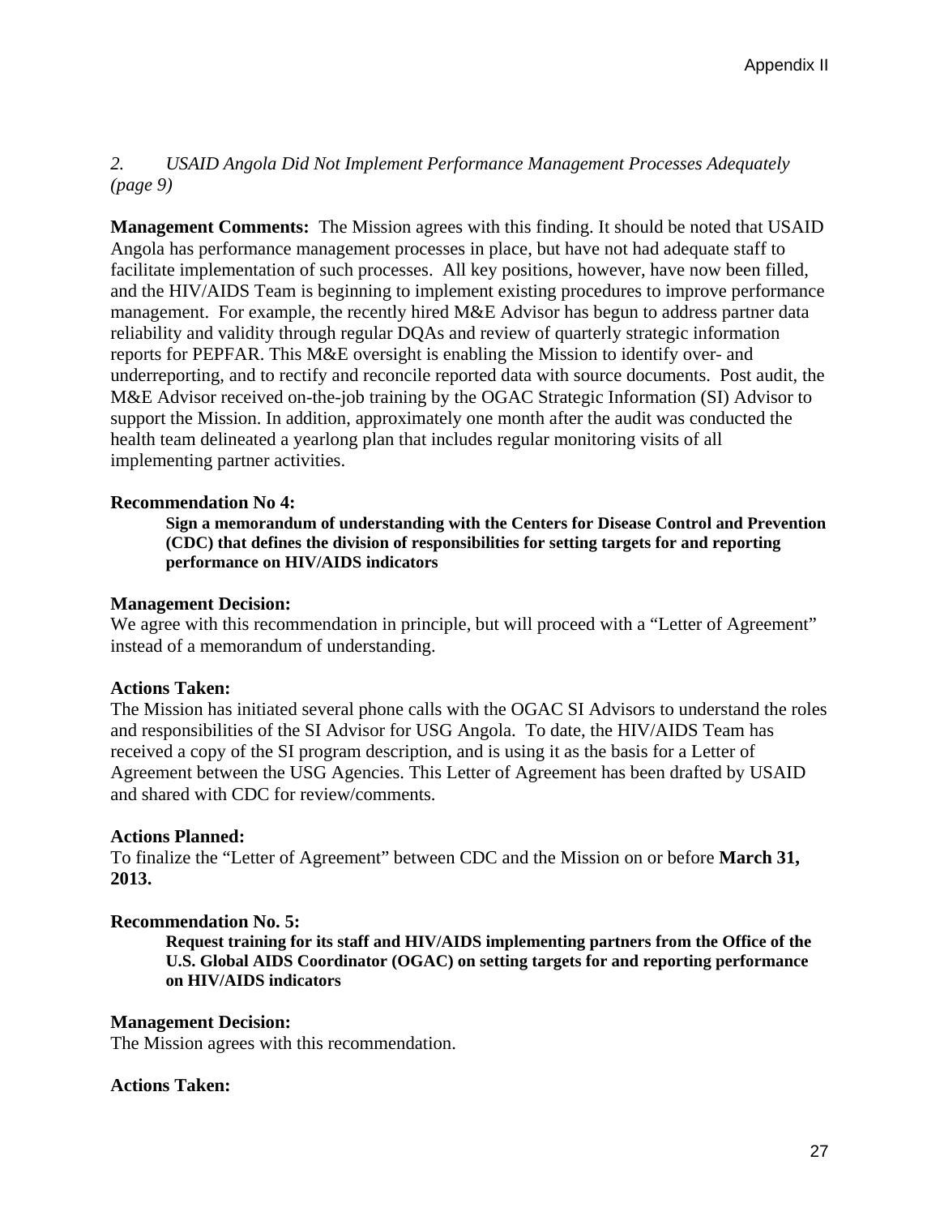*2. USAID Angola Did Not Implement Performance Management Processes Adequately (page 9)*

**Management Comments:** The Mission agrees with this finding. It should be noted that USAID Angola has performance management processes in place, but have not had adequate staff to facilitate implementation of such processes. All key positions, however, have now been filled, and the HIV/AIDS Team is beginning to implement existing procedures to improve performance management. For example, the recently hired M&E Advisor has begun to address partner data reliability and validity through regular DQAs and review of quarterly strategic information reports for PEPFAR. This M&E oversight is enabling the Mission to identify over- and underreporting, and to rectify and reconcile reported data with source documents. Post audit, the M&E Advisor received on-the-job training by the OGAC Strategic Information (SI) Advisor to support the Mission. In addition, approximately one month after the audit was conducted the health team delineated a yearlong plan that includes regular monitoring visits of all implementing partner activities.

**Recommendation No 4:**

> **Sign a memorandum of understanding with the Centers for Disease Control and Prevention (CDC) that defines the division of responsibilities for setting targets for and reporting performance on HIV/AIDS indicators**

**Management Decision:**
We agree with this recommendation in principle, but will proceed with a "Letter of Agreement" instead of a memorandum of understanding.

**Actions Taken:**
The Mission has initiated several phone calls with the OGAC SI Advisors to understand the roles and responsibilities of the SI Advisor for USG Angola. To date, the HIV/AIDS Team has received a copy of the SI program description, and is using it as the basis for a Letter of Agreement between the USG Agencies. This Letter of Agreement has been drafted by USAID and shared with CDC for review/comments.

**Actions Planned:**
To finalize the "Letter of Agreement" between CDC and the Mission on or before **March 31, 2013.**

**Recommendation No. 5:**

> **Request training for its staff and HIV/AIDS implementing partners from the Office of the U.S. Global AIDS Coordinator (OGAC) on setting targets for and reporting performance on HIV/AIDS indicators**

**Management Decision:**
The Mission agrees with this recommendation.

**Actions Taken:**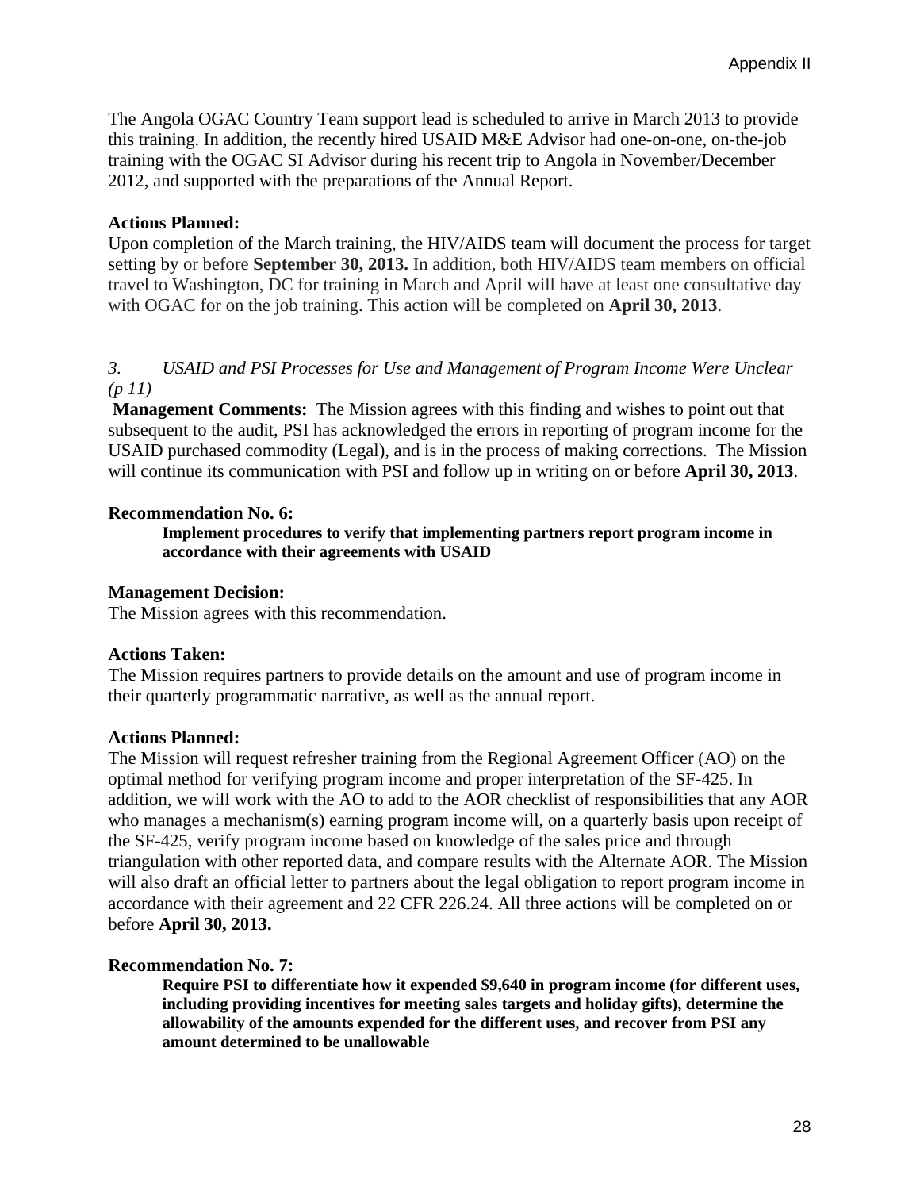The Angola OGAC Country Team support lead is scheduled to arrive in March 2013 to provide this training. In addition, the recently hired USAID M&E Advisor had one-on-one, on-the-job training with the OGAC SI Advisor during his recent trip to Angola in November/December 2012, and supported with the preparations of the Annual Report.

**Actions Planned:**
Upon completion of the March training, the HIV/AIDS team will document the process for target setting by or before **September 30, 2013.** In addition, both HIV/AIDS team members on official travel to Washington, DC for training in March and April will have at least one consultative day with OGAC for on the job training. This action will be completed on **April 30, 2013**.

*3. USAID and PSI Processes for Use and Management of Program Income Were Unclear (p 11)*

**Management Comments:** The Mission agrees with this finding and wishes to point out that subsequent to the audit, PSI has acknowledged the errors in reporting of program income for the USAID purchased commodity (Legal), and is in the process of making corrections. The Mission will continue its communication with PSI and follow up in writing on or before **April 30, 2013**.

**Recommendation No. 6:**

> **Implement procedures to verify that implementing partners report program income in accordance with their agreements with USAID**

**Management Decision:**
The Mission agrees with this recommendation.

**Actions Taken:**
The Mission requires partners to provide details on the amount and use of program income in their quarterly programmatic narrative, as well as the annual report.

**Actions Planned:**
The Mission will request refresher training from the Regional Agreement Officer (AO) on the optimal method for verifying program income and proper interpretation of the SF-425. In addition, we will work with the AO to add to the AOR checklist of responsibilities that any AOR who manages a mechanism(s) earning program income will, on a quarterly basis upon receipt of the SF-425, verify program income based on knowledge of the sales price and through triangulation with other reported data, and compare results with the Alternate AOR. The Mission will also draft an official letter to partners about the legal obligation to report program income in accordance with their agreement and 22 CFR 226.24. All three actions will be completed on or before **April 30, 2013.**

**Recommendation No. 7:**

> **Require PSI to differentiate how it expended $9,640 in program income (for different uses, including providing incentives for meeting sales targets and holiday gifts), determine the allowability of the amounts expended for the different uses, and recover from PSI any amount determined to be unallowable**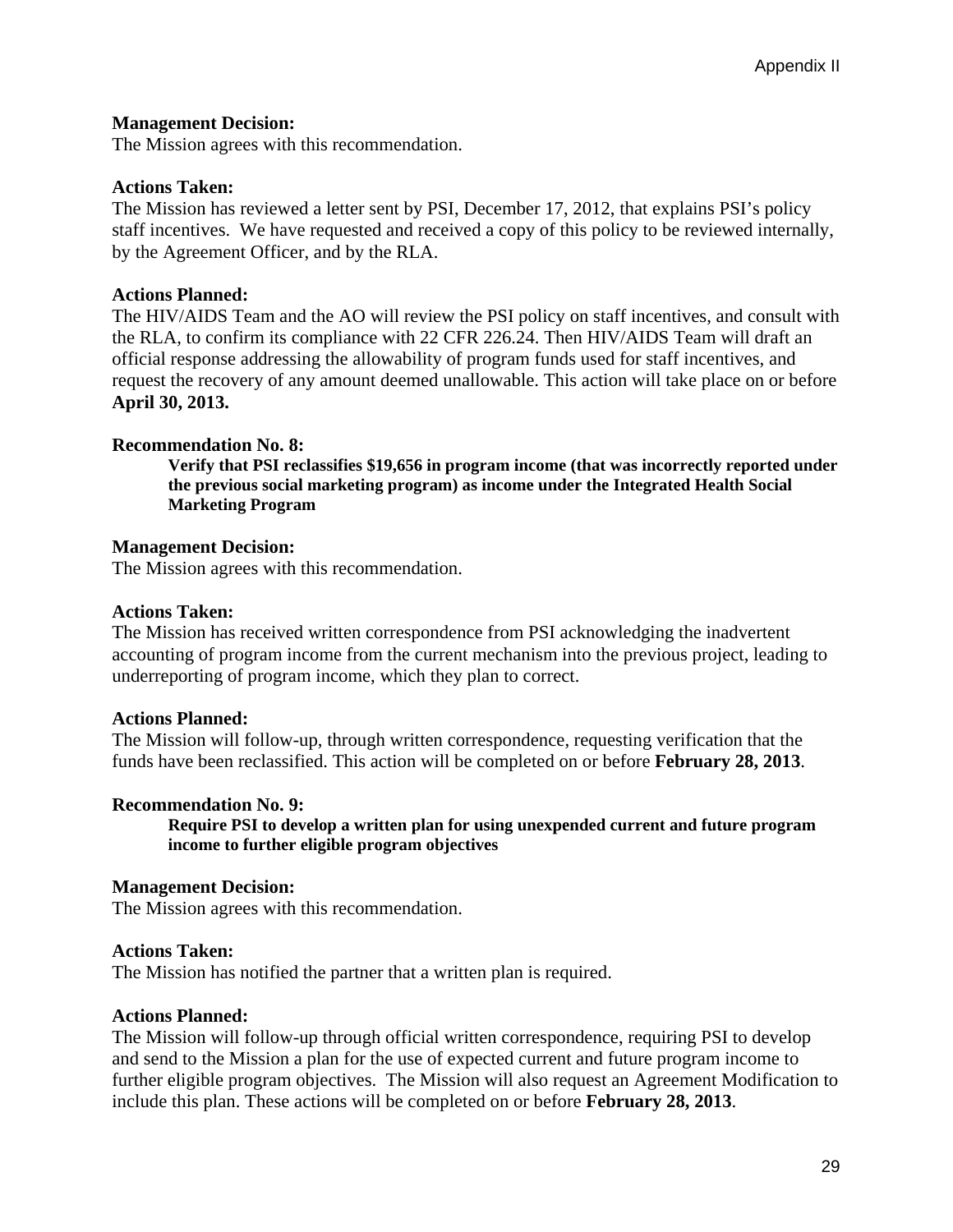**Management Decision:**
The Mission agrees with this recommendation.

**Actions Taken:**
The Mission has reviewed a letter sent by PSI, December 17, 2012, that explains PSI's policy staff incentives. We have requested and received a copy of this policy to be reviewed internally, by the Agreement Officer, and by the RLA.

**Actions Planned:**
The HIV/AIDS Team and the AO will review the PSI policy on staff incentives, and consult with the RLA, to confirm its compliance with 22 CFR 226.24. Then HIV/AIDS Team will draft an official response addressing the allowability of program funds used for staff incentives, and request the recovery of any amount deemed unallowable. This action will take place on or before **April 30, 2013.**

**Recommendation No. 8:**

> **Verify that PSI reclassifies $19,656 in program income (that was incorrectly reported under the previous social marketing program) as income under the Integrated Health Social Marketing Program**

**Management Decision:**
The Mission agrees with this recommendation.

**Actions Taken:**
The Mission has received written correspondence from PSI acknowledging the inadvertent accounting of program income from the current mechanism into the previous project, leading to underreporting of program income, which they plan to correct.

**Actions Planned:**
The Mission will follow-up, through written correspondence, requesting verification that the funds have been reclassified. This action will be completed on or before **February 28, 2013**.

**Recommendation No. 9:**

> **Require PSI to develop a written plan for using unexpended current and future program income to further eligible program objectives**

**Management Decision:**
The Mission agrees with this recommendation.

**Actions Taken:**
The Mission has notified the partner that a written plan is required.

**Actions Planned:**
The Mission will follow-up through official written correspondence, requiring PSI to develop and send to the Mission a plan for the use of expected current and future program income to further eligible program objectives. The Mission will also request an Agreement Modification to include this plan. These actions will be completed on or before **February 28, 2013**.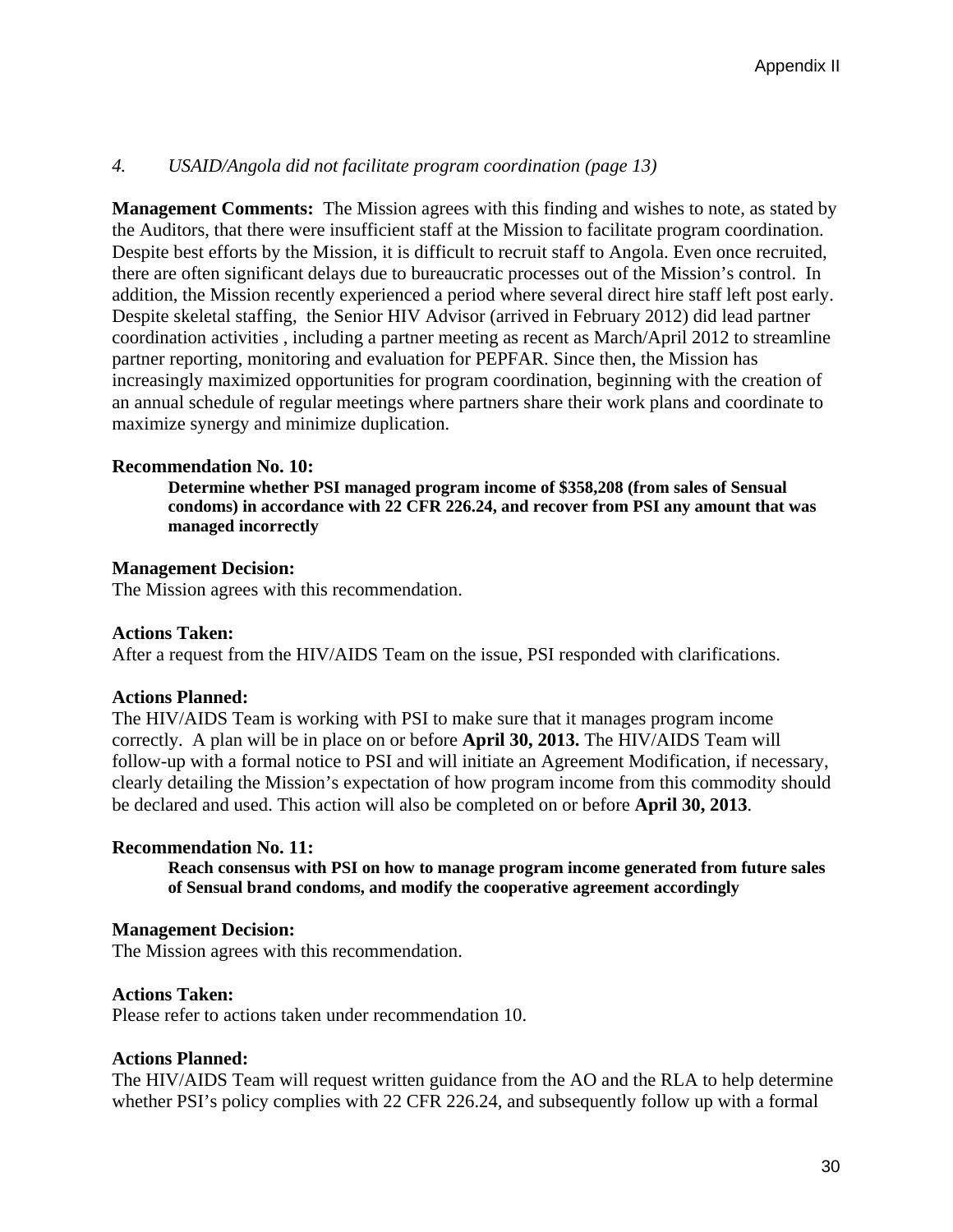*4. USAID/Angola did not facilitate program coordination (page 13)*

**Management Comments:** The Mission agrees with this finding and wishes to note, as stated by the Auditors, that there were insufficient staff at the Mission to facilitate program coordination. Despite best efforts by the Mission, it is difficult to recruit staff to Angola. Even once recruited, there are often significant delays due to bureaucratic processes out of the Mission's control. In addition, the Mission recently experienced a period where several direct hire staff left post early. Despite skeletal staffing, the Senior HIV Advisor (arrived in February 2012) did lead partner coordination activities , including a partner meeting as recent as March/April 2012 to streamline partner reporting, monitoring and evaluation for PEPFAR. Since then, the Mission has increasingly maximized opportunities for program coordination, beginning with the creation of an annual schedule of regular meetings where partners share their work plans and coordinate to maximize synergy and minimize duplication.

**Recommendation No. 10:**

> **Determine whether PSI managed program income of $358,208 (from sales of Sensual condoms) in accordance with 22 CFR 226.24, and recover from PSI any amount that was managed incorrectly**

**Management Decision:**
The Mission agrees with this recommendation.

**Actions Taken:**
After a request from the HIV/AIDS Team on the issue, PSI responded with clarifications.

**Actions Planned:**
The HIV/AIDS Team is working with PSI to make sure that it manages program income correctly. A plan will be in place on or before **April 30, 2013.** The HIV/AIDS Team will follow-up with a formal notice to PSI and will initiate an Agreement Modification, if necessary, clearly detailing the Mission's expectation of how program income from this commodity should be declared and used. This action will also be completed on or before **April 30, 2013**.

**Recommendation No. 11:**

> **Reach consensus with PSI on how to manage program income generated from future sales of Sensual brand condoms, and modify the cooperative agreement accordingly**

**Management Decision:**
The Mission agrees with this recommendation.

**Actions Taken:**
Please refer to actions taken under recommendation 10.

**Actions Planned:**
The HIV/AIDS Team will request written guidance from the AO and the RLA to help determine whether PSI's policy complies with 22 CFR 226.24, and subsequently follow up with a formal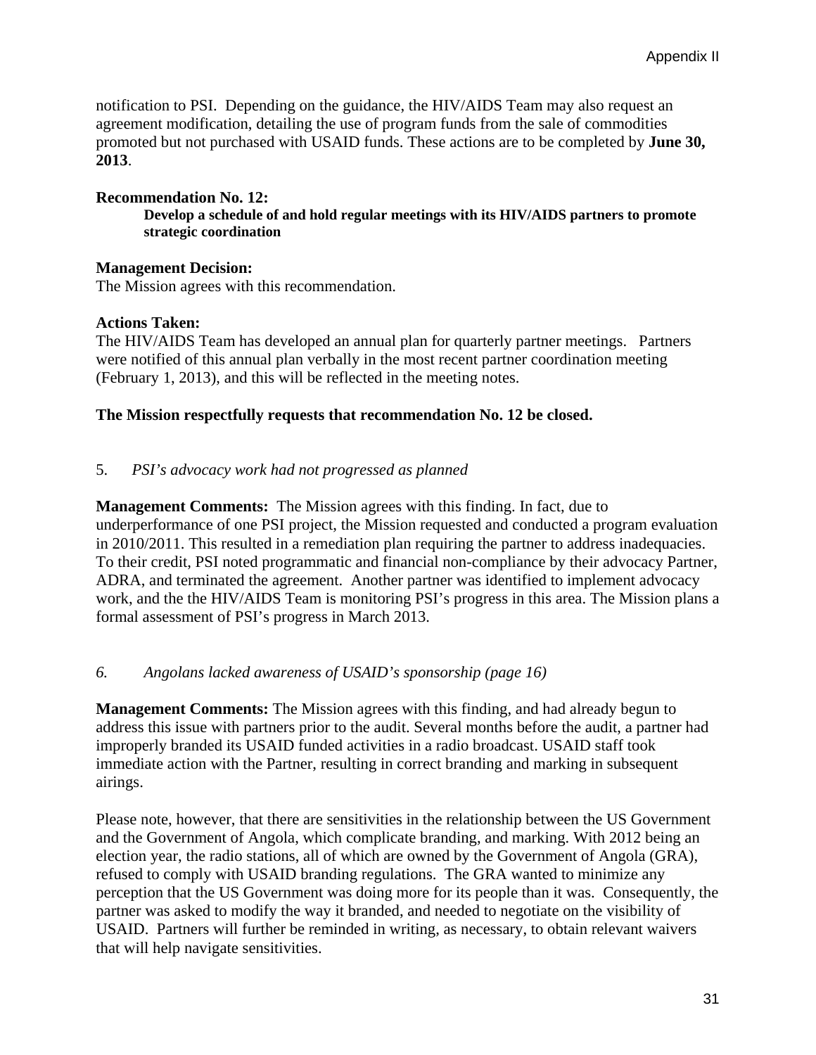notification to PSI. Depending on the guidance, the HIV/AIDS Team may also request an agreement modification, detailing the use of program funds from the sale of commodities promoted but not purchased with USAID funds. These actions are to be completed by **June 30, 2013**.

**Recommendation No. 12:**

**Develop a schedule of and hold regular meetings with its HIV/AIDS partners to promote strategic coordination**

**Management Decision:**
The Mission agrees with this recommendation.

**Actions Taken:**
The HIV/AIDS Team has developed an annual plan for quarterly partner meetings. Partners were notified of this annual plan verbally in the most recent partner coordination meeting (February 1, 2013), and this will be reflected in the meeting notes.

**The Mission respectfully requests that recommendation No. 12 be closed.**

5. *PSI's advocacy work had not progressed as planned*

**Management Comments:** The Mission agrees with this finding. In fact, due to underperformance of one PSI project, the Mission requested and conducted a program evaluation in 2010/2011. This resulted in a remediation plan requiring the partner to address inadequacies. To their credit, PSI noted programmatic and financial non-compliance by their advocacy Partner, ADRA, and terminated the agreement. Another partner was identified to implement advocacy work, and the the HIV/AIDS Team is monitoring PSI's progress in this area. The Mission plans a formal assessment of PSI's progress in March 2013.

*6. Angolans lacked awareness of USAID's sponsorship (page 16)*

**Management Comments:** The Mission agrees with this finding, and had already begun to address this issue with partners prior to the audit. Several months before the audit, a partner had improperly branded its USAID funded activities in a radio broadcast. USAID staff took immediate action with the Partner, resulting in correct branding and marking in subsequent airings.

Please note, however, that there are sensitivities in the relationship between the US Government and the Government of Angola, which complicate branding, and marking. With 2012 being an election year, the radio stations, all of which are owned by the Government of Angola (GRA), refused to comply with USAID branding regulations. The GRA wanted to minimize any perception that the US Government was doing more for its people than it was. Consequently, the partner was asked to modify the way it branded, and needed to negotiate on the visibility of USAID. Partners will further be reminded in writing, as necessary, to obtain relevant waivers that will help navigate sensitivities.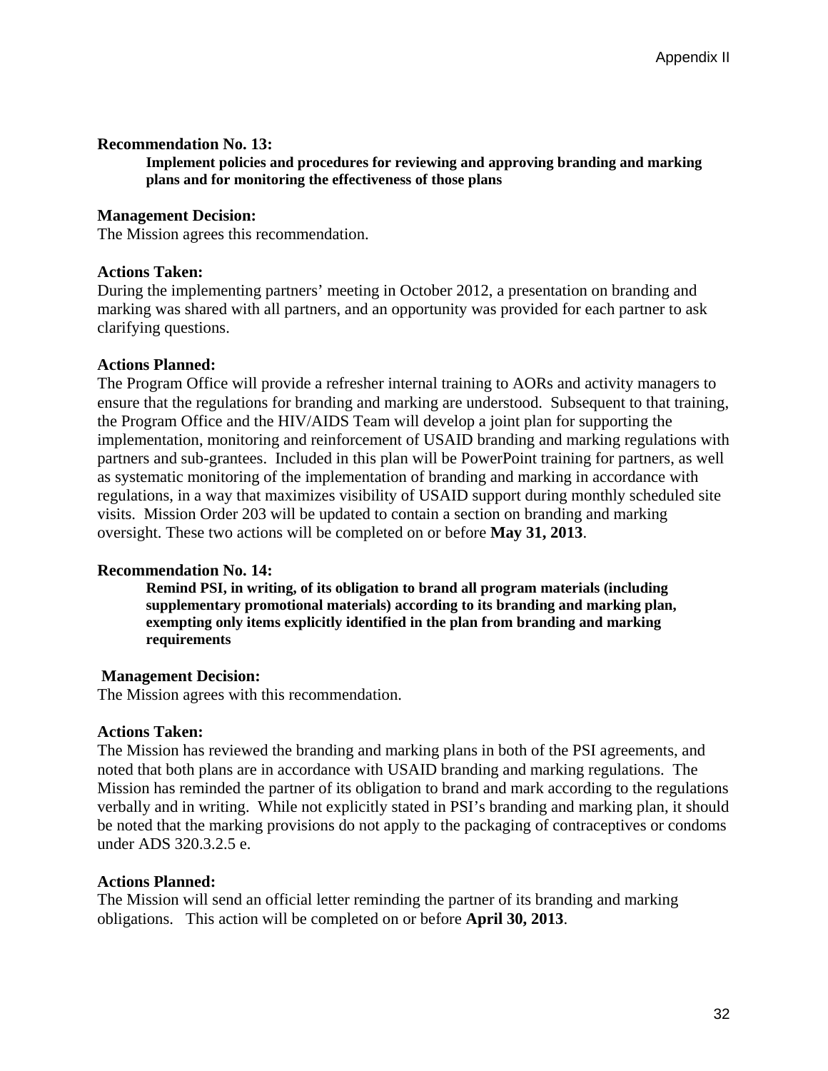Appendix II

**Recommendation No. 13:**

> **Implement policies and procedures for reviewing and approving branding and marking plans and for monitoring the effectiveness of those plans**

**Management Decision:**
The Mission agrees this recommendation.

**Actions Taken:**
During the implementing partners' meeting in October 2012, a presentation on branding and marking was shared with all partners, and an opportunity was provided for each partner to ask clarifying questions.

**Actions Planned:**
The Program Office will provide a refresher internal training to AORs and activity managers to ensure that the regulations for branding and marking are understood. Subsequent to that training, the Program Office and the HIV/AIDS Team will develop a joint plan for supporting the implementation, monitoring and reinforcement of USAID branding and marking regulations with partners and sub-grantees. Included in this plan will be PowerPoint training for partners, as well as systematic monitoring of the implementation of branding and marking in accordance with regulations, in a way that maximizes visibility of USAID support during monthly scheduled site visits. Mission Order 203 will be updated to contain a section on branding and marking oversight. These two actions will be completed on or before **May 31, 2013**.

**Recommendation No. 14:**

> **Remind PSI, in writing, of its obligation to brand all program materials (including supplementary promotional materials) according to its branding and marking plan, exempting only items explicitly identified in the plan from branding and marking requirements**

**Management Decision:**
The Mission agrees with this recommendation.

**Actions Taken:**
The Mission has reviewed the branding and marking plans in both of the PSI agreements, and noted that both plans are in accordance with USAID branding and marking regulations. The Mission has reminded the partner of its obligation to brand and mark according to the regulations verbally and in writing. While not explicitly stated in PSI's branding and marking plan, it should be noted that the marking provisions do not apply to the packaging of contraceptives or condoms under ADS 320.3.2.5 e.

**Actions Planned:**
The Mission will send an official letter reminding the partner of its branding and marking obligations. This action will be completed on or before **April 30, 2013**.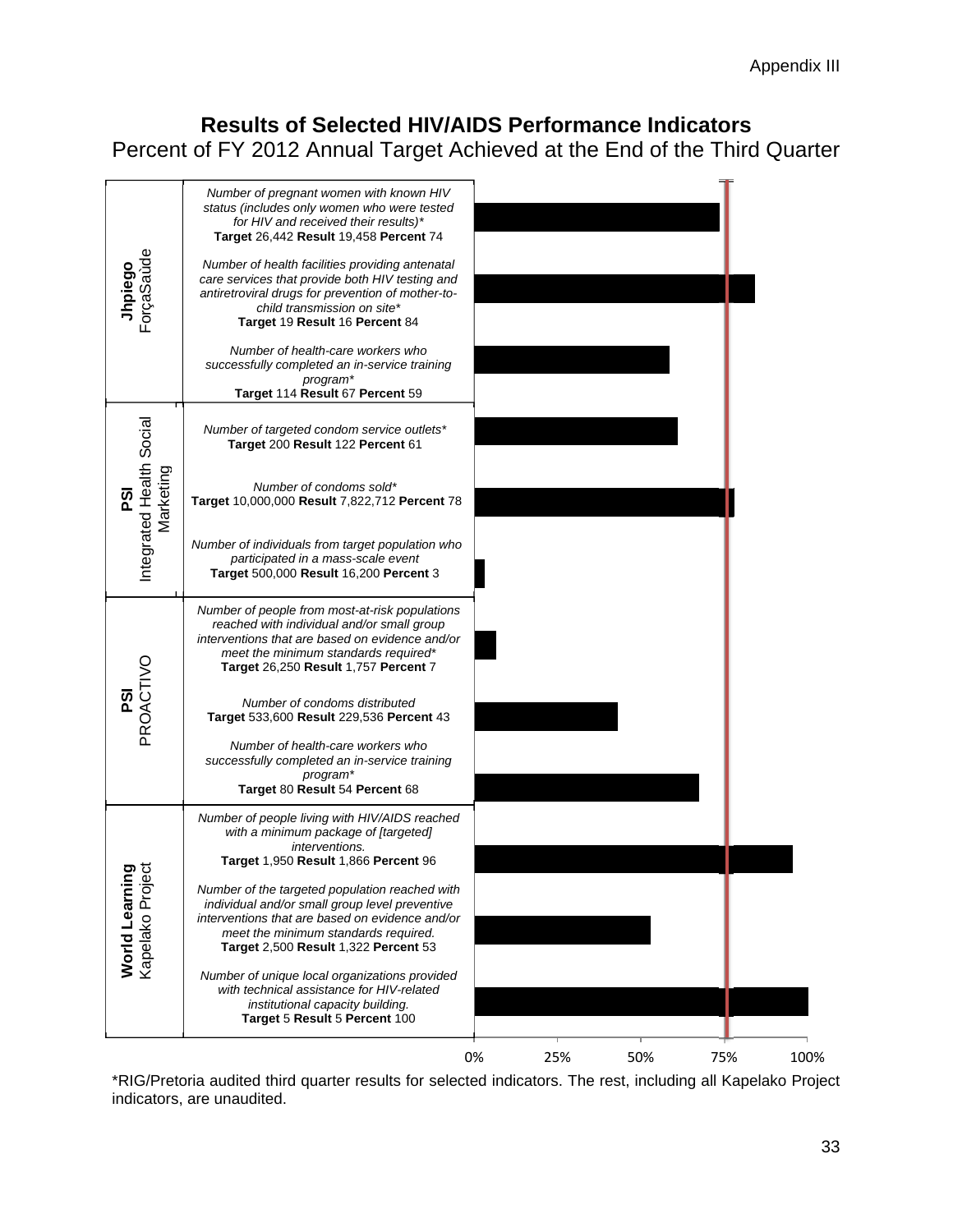## Results of Selected HIV/AIDS Performance Indicators

Percent of FY 2012 Annual Target Achieved at the End of the Third Quarter

| Implementer | Indicator | Target | Result | Percent |
|---|---|---|---|---|
| **Jhpiego** ForçaSaúde | *Number of pregnant women with known HIV status (includes only women who were tested for HIV and received their results)** | 26,442 | 19,458 | 74 |
| | *Number of health facilities providing antenatal care services that provide both HIV testing and antiretroviral drugs for prevention of mother-to-child transmission on site** | 19 | 16 | 84 |
| | *Number of health-care workers who successfully completed an in-service training program** | 114 | 67 | 59 |
| **PSI** Integrated Health Social Marketing | *Number of targeted condom service outlets** | 200 | 122 | 61 |
| | *Number of condoms sold** | 10,000,000 | 7,822,712 | 78 |
| | *Number of individuals from target population who participated in a mass-scale event* | 500,000 | 16,200 | 3 |
| **PSI** PROACTIVO | *Number of people from most-at-risk populations reached with individual and/or small group interventions that are based on evidence and/or meet the minimum standards required** | 26,250 | 1,757 | 7 |
| | *Number of condoms distributed* | 533,600 | 229,536 | 43 |
| | *Number of health-care workers who successfully completed an in-service training program** | 80 | 54 | 68 |
| **World Learning** Kapelako Project | *Number of people living with HIV/AIDS reached with a minimum package of [targeted] interventions.* | 1,950 | 1,866 | 96 |
| | *Number of the targeted population reached with individual and/or small group level preventive interventions that are based on evidence and/or meet the minimum standards required.* | 2,500 | 1,322 | 53 |
| | *Number of unique local organizations provided with technical assistance for HIV-related institutional capacity building.* | 5 | 5 | 100 |

*RIG/Pretoria audited third quarter results for selected indicators. The rest, including all Kapelako Project indicators, are unaudited.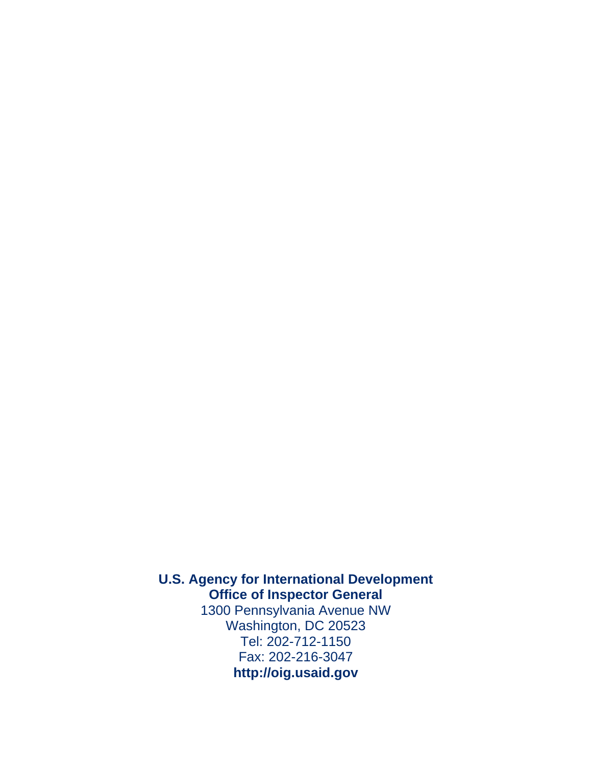**U.S. Agency for International Development**
**Office of Inspector General**
1300 Pennsylvania Avenue NW
Washington, DC 20523
Tel: 202-712-1150
Fax: 202-216-3047
**http://oig.usaid.gov**